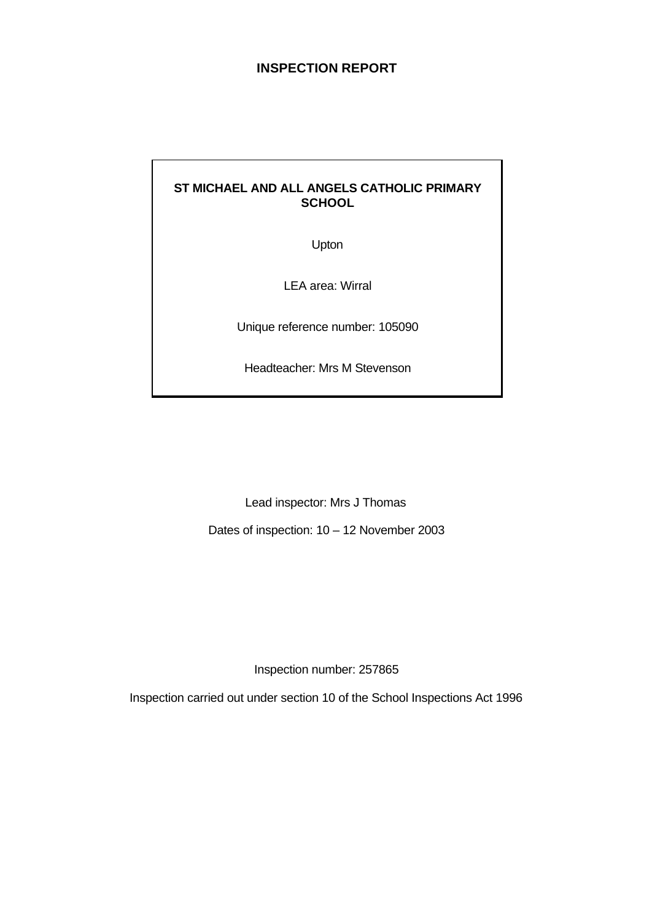# INSPECTION REPORT

**ST MICHAEL AND ALL ANGELS CATHOLIC PRIMARY SCHOOL**

Upton

LEA area: Wirral

Unique reference number: 105090

Headteacher: Mrs M Stevenson

Lead inspector: Mrs J Thomas

Dates of inspection: 10 – 12 November 2003

Inspection number: 257865

Inspection carried out under section 10 of the School Inspections Act 1996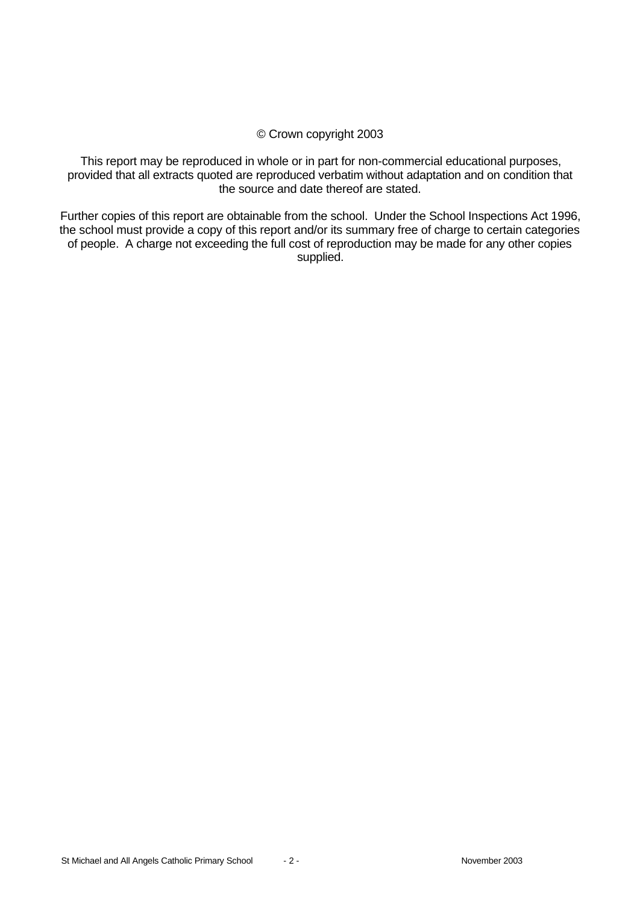© Crown copyright 2003

This report may be reproduced in whole or in part for non-commercial educational purposes, provided that all extracts quoted are reproduced verbatim without adaptation and on condition that the source and date thereof are stated.

Further copies of this report are obtainable from the school. Under the School Inspections Act 1996, the school must provide a copy of this report and/or its summary free of charge to certain categories of people. A charge not exceeding the full cost of reproduction may be made for any other copies supplied.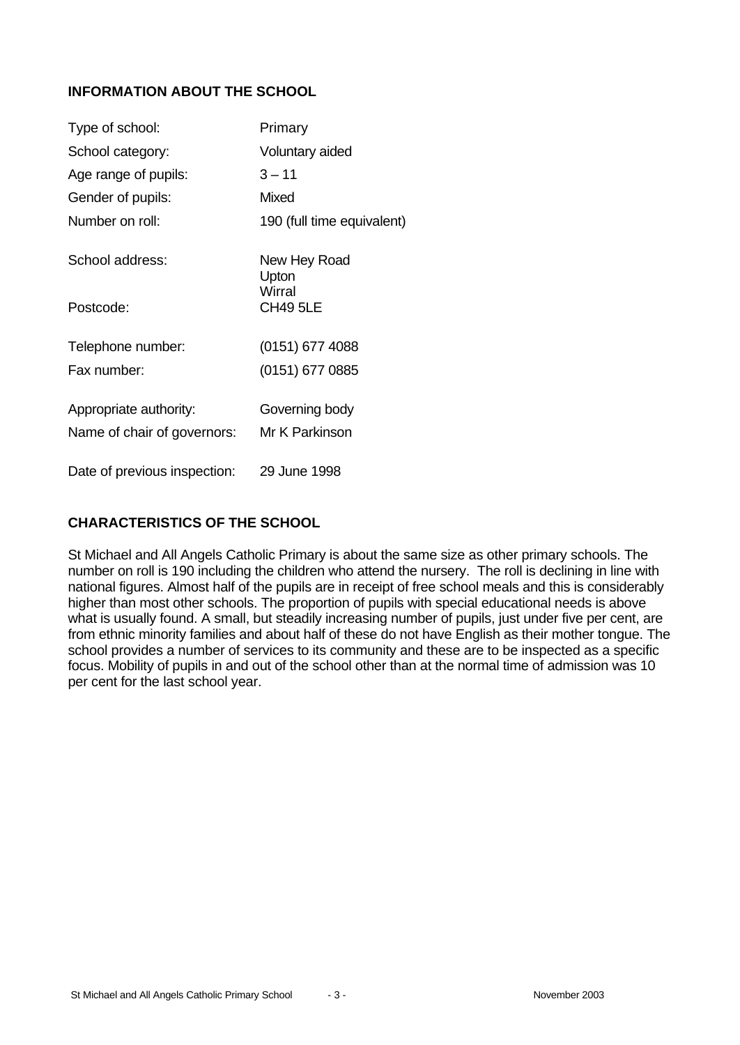## INFORMATION ABOUT THE SCHOOL

| | |
|---|---|
| Type of school: | Primary |
| School category: | Voluntary aided |
| Age range of pupils: | 3 – 11 |
| Gender of pupils: | Mixed |
| Number on roll: | 190 (full time equivalent) |
| School address: | New Hey Road<br>Upton<br>Wirral |
| Postcode: | CH49 5LE |
| Telephone number: | (0151) 677 4088 |
| Fax number: | (0151) 677 0885 |
| Appropriate authority: | Governing body |
| Name of chair of governors: | Mr K Parkinson |
| Date of previous inspection: | 29 June 1998 |

## CHARACTERISTICS OF THE SCHOOL

St Michael and All Angels Catholic Primary is about the same size as other primary schools. The number on roll is 190 including the children who attend the nursery. The roll is declining in line with national figures. Almost half of the pupils are in receipt of free school meals and this is considerably higher than most other schools. The proportion of pupils with special educational needs is above what is usually found. A small, but steadily increasing number of pupils, just under five per cent, are from ethnic minority families and about half of these do not have English as their mother tongue. The school provides a number of services to its community and these are to be inspected as a specific focus. Mobility of pupils in and out of the school other than at the normal time of admission was 10 per cent for the last school year.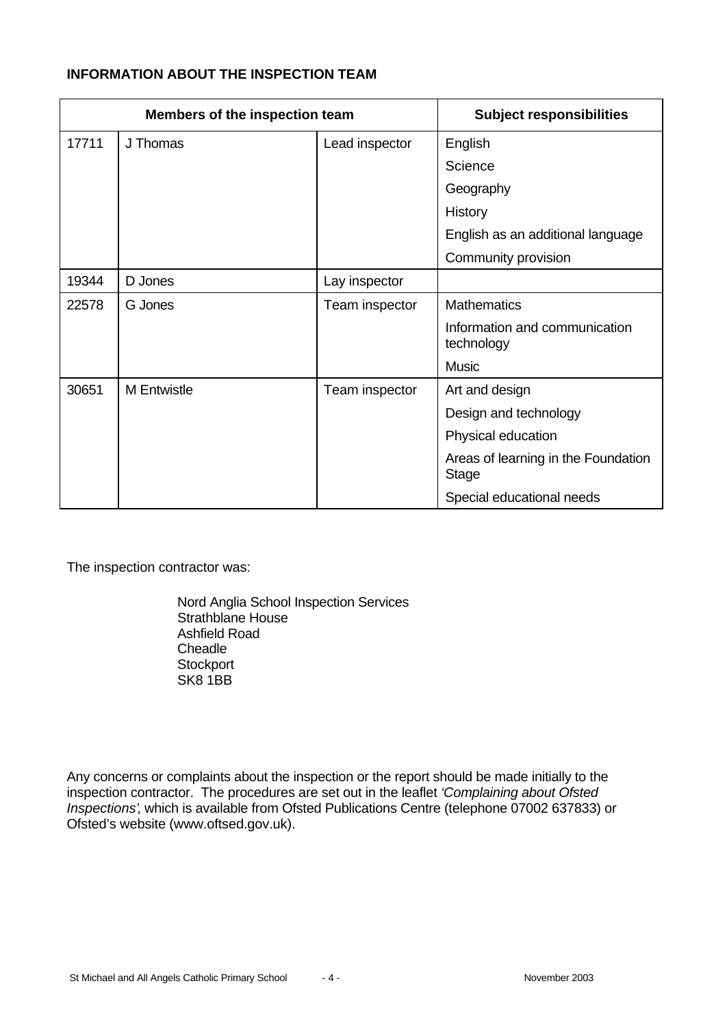**INFORMATION ABOUT THE INSPECTION TEAM**

| Members of the inspection team | | | Subject responsibilities |
|---|---|---|---|
| 17711 | J Thomas | Lead inspector | English |
| | | | Science |
| | | | Geography |
| | | | History |
| | | | English as an additional language |
| | | | Community provision |
| 19344 | D Jones | Lay inspector | |
| 22578 | G Jones | Team inspector | Mathematics |
| | | | Information and communication technology |
| | | | Music |
| 30651 | M Entwistle | Team inspector | Art and design |
| | | | Design and technology |
| | | | Physical education |
| | | | Areas of learning in the Foundation Stage |
| | | | Special educational needs |

The inspection contractor was:

Nord Anglia School Inspection Services
Strathblane House
Ashfield Road
Cheadle
Stockport
SK8 1BB

Any concerns or complaints about the inspection or the report should be made initially to the inspection contractor. The procedures are set out in the leaflet *'Complaining about Ofsted Inspections'*, which is available from Ofsted Publications Centre (telephone 07002 637833) or Ofsted's website (www.oftsed.gov.uk).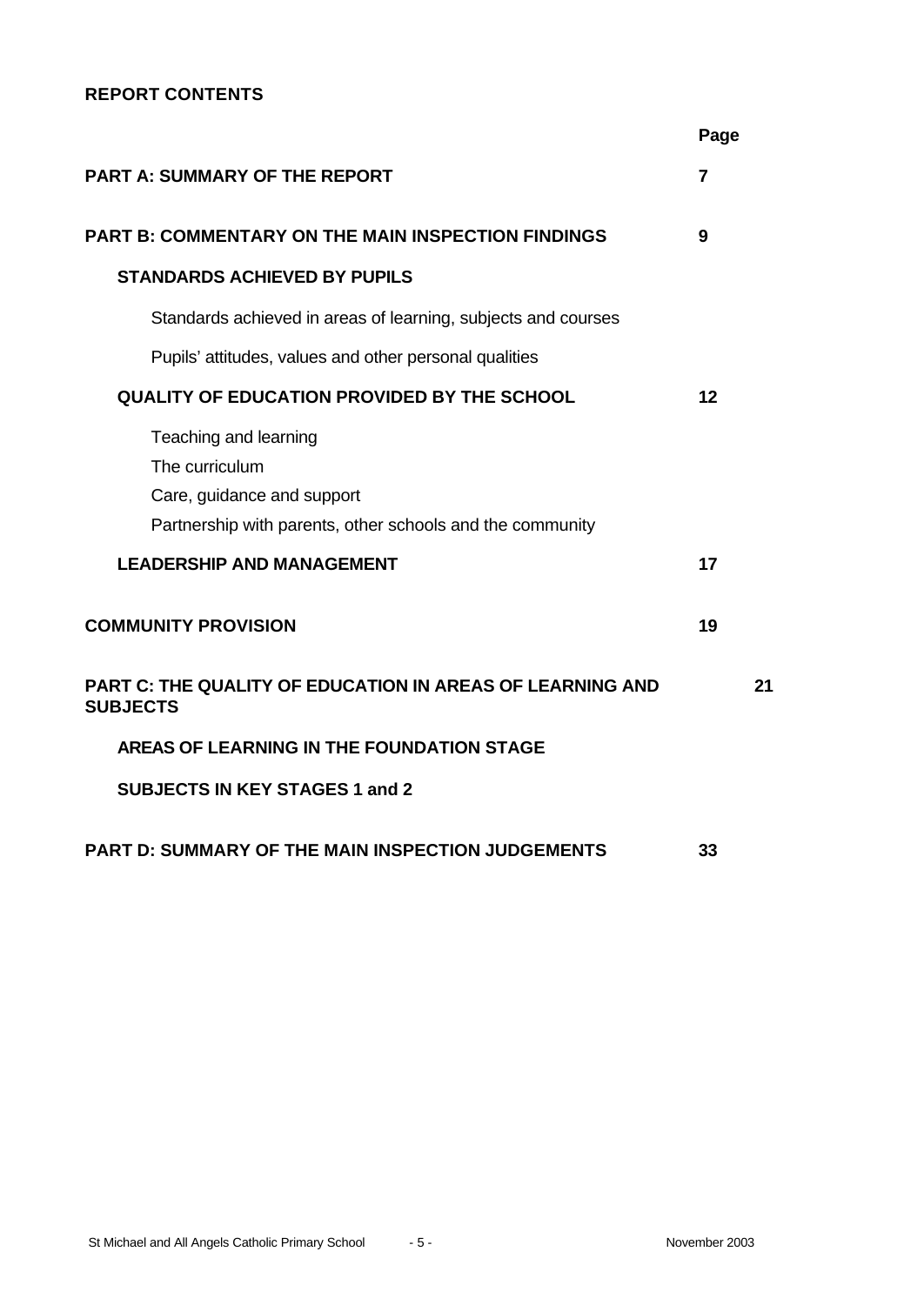## REPORT CONTENTS

| | Page |
|---|---|
| **PART A: SUMMARY OF THE REPORT** | **7** |
| **PART B: COMMENTARY ON THE MAIN INSPECTION FINDINGS** | **9** |
| **STANDARDS ACHIEVED BY PUPILS** | |
| Standards achieved in areas of learning, subjects and courses | |
| Pupils' attitudes, values and other personal qualities | |
| **QUALITY OF EDUCATION PROVIDED BY THE SCHOOL** | **12** |
| Teaching and learning | |
| The curriculum | |
| Care, guidance and support | |
| Partnership with parents, other schools and the community | |
| **LEADERSHIP AND MANAGEMENT** | **17** |
| **COMMUNITY PROVISION** | **19** |
| **PART C: THE QUALITY OF EDUCATION IN AREAS OF LEARNING AND SUBJECTS** | **21** |
| **AREAS OF LEARNING IN THE FOUNDATION STAGE** | |
| **SUBJECTS IN KEY STAGES 1 and 2** | |
| **PART D: SUMMARY OF THE MAIN INSPECTION JUDGEMENTS** | **33** |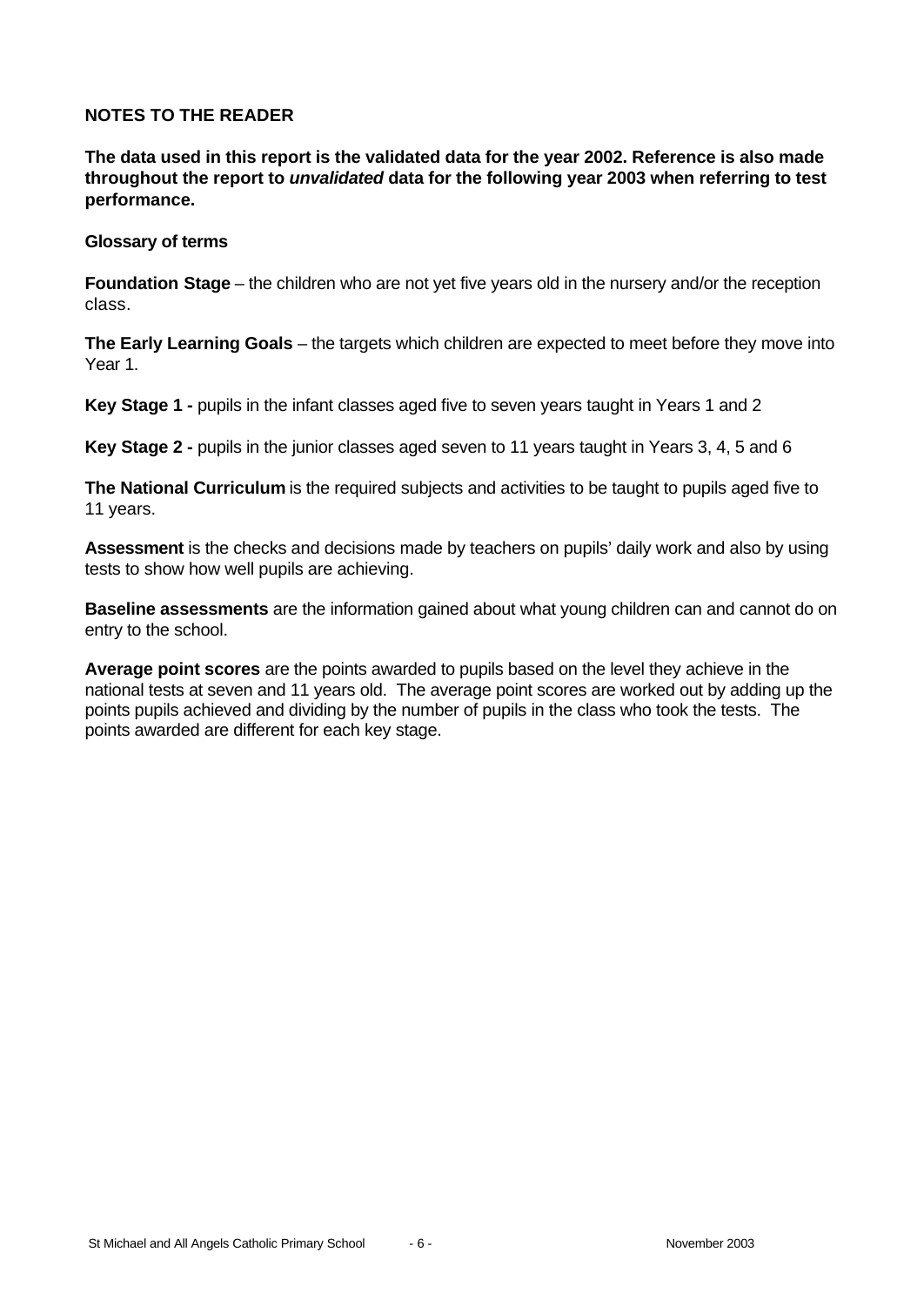## NOTES TO THE READER

**The data used in this report is the validated data for the year 2002. Reference is also made throughout the report to *unvalidated* data for the following year 2003 when referring to test performance.**

### Glossary of terms

**Foundation Stage** – the children who are not yet five years old in the nursery and/or the reception class.

**The Early Learning Goals** – the targets which children are expected to meet before they move into Year 1.

**Key Stage 1 -** pupils in the infant classes aged five to seven years taught in Years 1 and 2

**Key Stage 2 -** pupils in the junior classes aged seven to 11 years taught in Years 3, 4, 5 and 6

**The National Curriculum** is the required subjects and activities to be taught to pupils aged five to 11 years.

**Assessment** is the checks and decisions made by teachers on pupils' daily work and also by using tests to show how well pupils are achieving.

**Baseline assessments** are the information gained about what young children can and cannot do on entry to the school.

**Average point scores** are the points awarded to pupils based on the level they achieve in the national tests at seven and 11 years old. The average point scores are worked out by adding up the points pupils achieved and dividing by the number of pupils in the class who took the tests. The points awarded are different for each key stage.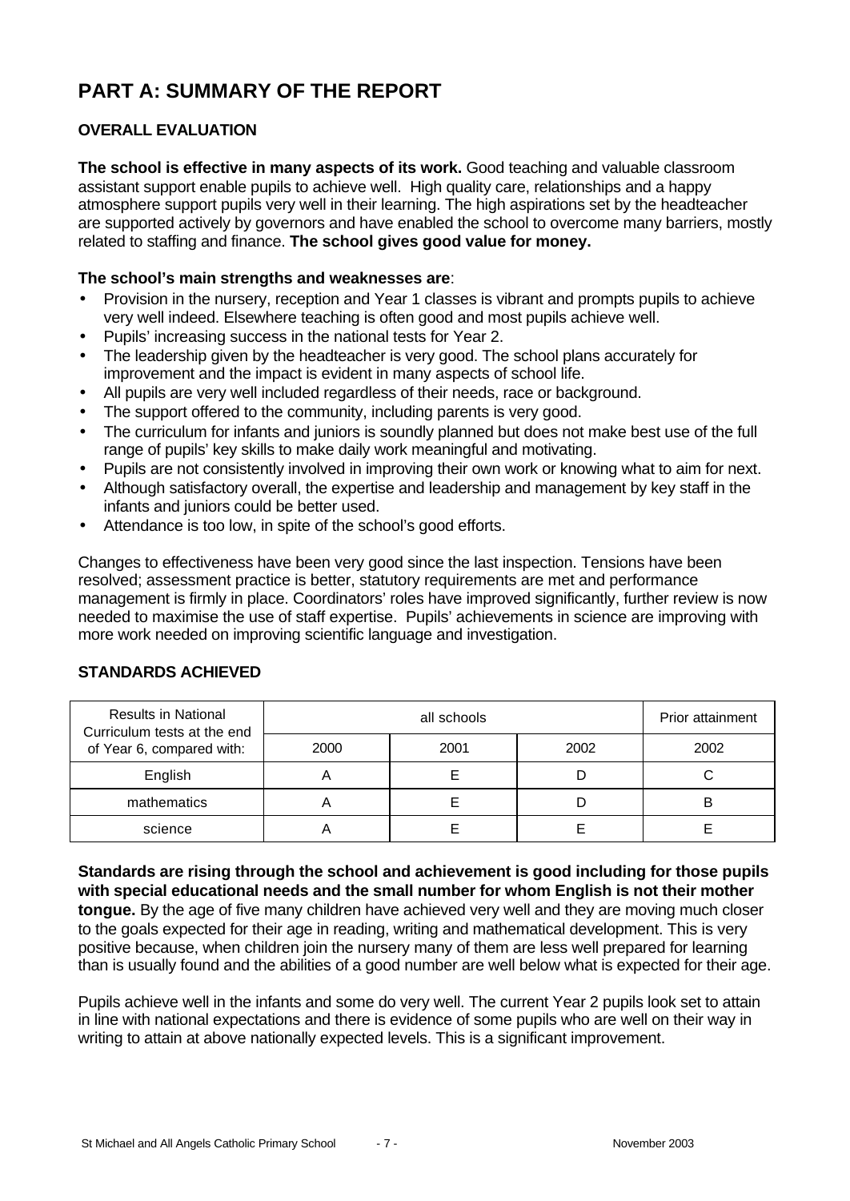# PART A: SUMMARY OF THE REPORT

### OVERALL EVALUATION

**The school is effective in many aspects of its work.** Good teaching and valuable classroom assistant support enable pupils to achieve well. High quality care, relationships and a happy atmosphere support pupils very well in their learning. The high aspirations set by the headteacher are supported actively by governors and have enabled the school to overcome many barriers, mostly related to staffing and finance. **The school gives good value for money.**

**The school's main strengths and weaknesses are**:

- Provision in the nursery, reception and Year 1 classes is vibrant and prompts pupils to achieve very well indeed. Elsewhere teaching is often good and most pupils achieve well.
- Pupils' increasing success in the national tests for Year 2.
- The leadership given by the headteacher is very good. The school plans accurately for improvement and the impact is evident in many aspects of school life.
- All pupils are very well included regardless of their needs, race or background.
- The support offered to the community, including parents is very good.
- The curriculum for infants and juniors is soundly planned but does not make best use of the full range of pupils' key skills to make daily work meaningful and motivating.
- Pupils are not consistently involved in improving their own work or knowing what to aim for next.
- Although satisfactory overall, the expertise and leadership and management by key staff in the infants and juniors could be better used.
- Attendance is too low, in spite of the school's good efforts.

Changes to effectiveness have been very good since the last inspection. Tensions have been resolved; assessment practice is better, statutory requirements are met and performance management is firmly in place. Coordinators' roles have improved significantly, further review is now needed to maximise the use of staff expertise. Pupils' achievements in science are improving with more work needed on improving scientific language and investigation.

### STANDARDS ACHIEVED

| Results in National Curriculum tests at the end of Year 6, compared with: | all schools | | | Prior attainment |
|---|---|---|---|---|
| | 2000 | 2001 | 2002 | 2002 |
| English | A | E | D | C |
| mathematics | A | E | D | B |
| science | A | E | E | E |

**Standards are rising through the school and achievement is good including for those pupils with special educational needs and the small number for whom English is not their mother tongue.** By the age of five many children have achieved very well and they are moving much closer to the goals expected for their age in reading, writing and mathematical development. This is very positive because, when children join the nursery many of them are less well prepared for learning than is usually found and the abilities of a good number are well below what is expected for their age.

Pupils achieve well in the infants and some do very well. The current Year 2 pupils look set to attain in line with national expectations and there is evidence of some pupils who are well on their way in writing to attain at above nationally expected levels. This is a significant improvement.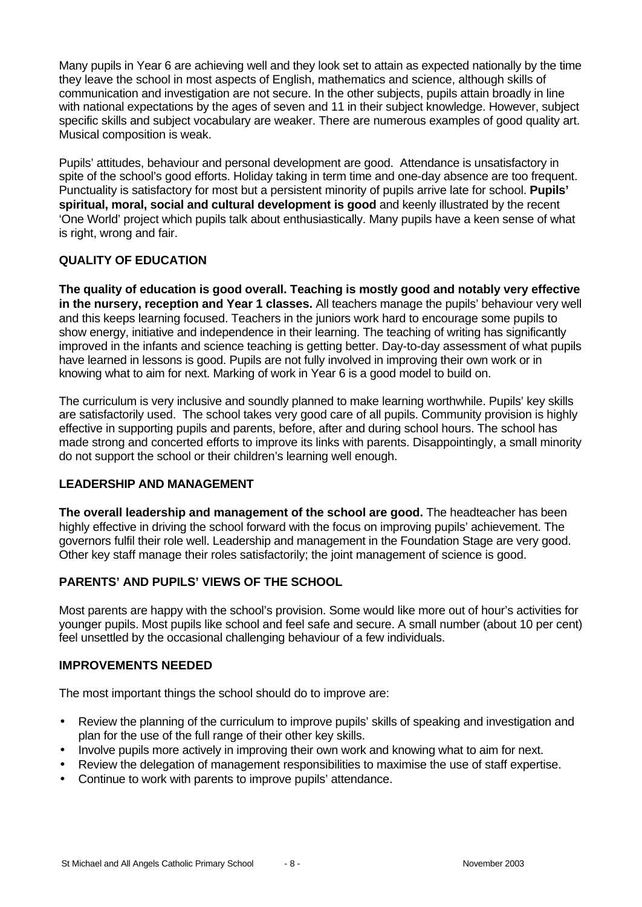Many pupils in Year 6 are achieving well and they look set to attain as expected nationally by the time they leave the school in most aspects of English, mathematics and science, although skills of communication and investigation are not secure. In the other subjects, pupils attain broadly in line with national expectations by the ages of seven and 11 in their subject knowledge. However, subject specific skills and subject vocabulary are weaker. There are numerous examples of good quality art. Musical composition is weak.

Pupils' attitudes, behaviour and personal development are good. Attendance is unsatisfactory in spite of the school's good efforts. Holiday taking in term time and one-day absence are too frequent. Punctuality is satisfactory for most but a persistent minority of pupils arrive late for school. **Pupils' spiritual, moral, social and cultural development is good** and keenly illustrated by the recent 'One World' project which pupils talk about enthusiastically. Many pupils have a keen sense of what is right, wrong and fair.

## QUALITY OF EDUCATION

**The quality of education is good overall. Teaching is mostly good and notably very effective in the nursery, reception and Year 1 classes.** All teachers manage the pupils' behaviour very well and this keeps learning focused. Teachers in the juniors work hard to encourage some pupils to show energy, initiative and independence in their learning. The teaching of writing has significantly improved in the infants and science teaching is getting better. Day-to-day assessment of what pupils have learned in lessons is good. Pupils are not fully involved in improving their own work or in knowing what to aim for next. Marking of work in Year 6 is a good model to build on.

The curriculum is very inclusive and soundly planned to make learning worthwhile. Pupils' key skills are satisfactorily used. The school takes very good care of all pupils. Community provision is highly effective in supporting pupils and parents, before, after and during school hours. The school has made strong and concerted efforts to improve its links with parents. Disappointingly, a small minority do not support the school or their children's learning well enough.

## LEADERSHIP AND MANAGEMENT

**The overall leadership and management of the school are good.** The headteacher has been highly effective in driving the school forward with the focus on improving pupils' achievement. The governors fulfil their role well. Leadership and management in the Foundation Stage are very good. Other key staff manage their roles satisfactorily; the joint management of science is good.

## PARENTS' AND PUPILS' VIEWS OF THE SCHOOL

Most parents are happy with the school's provision. Some would like more out of hour's activities for younger pupils. Most pupils like school and feel safe and secure. A small number (about 10 per cent) feel unsettled by the occasional challenging behaviour of a few individuals.

## IMPROVEMENTS NEEDED

The most important things the school should do to improve are:

- Review the planning of the curriculum to improve pupils' skills of speaking and investigation and plan for the use of the full range of their other key skills.
- Involve pupils more actively in improving their own work and knowing what to aim for next.
- Review the delegation of management responsibilities to maximise the use of staff expertise.
- Continue to work with parents to improve pupils' attendance.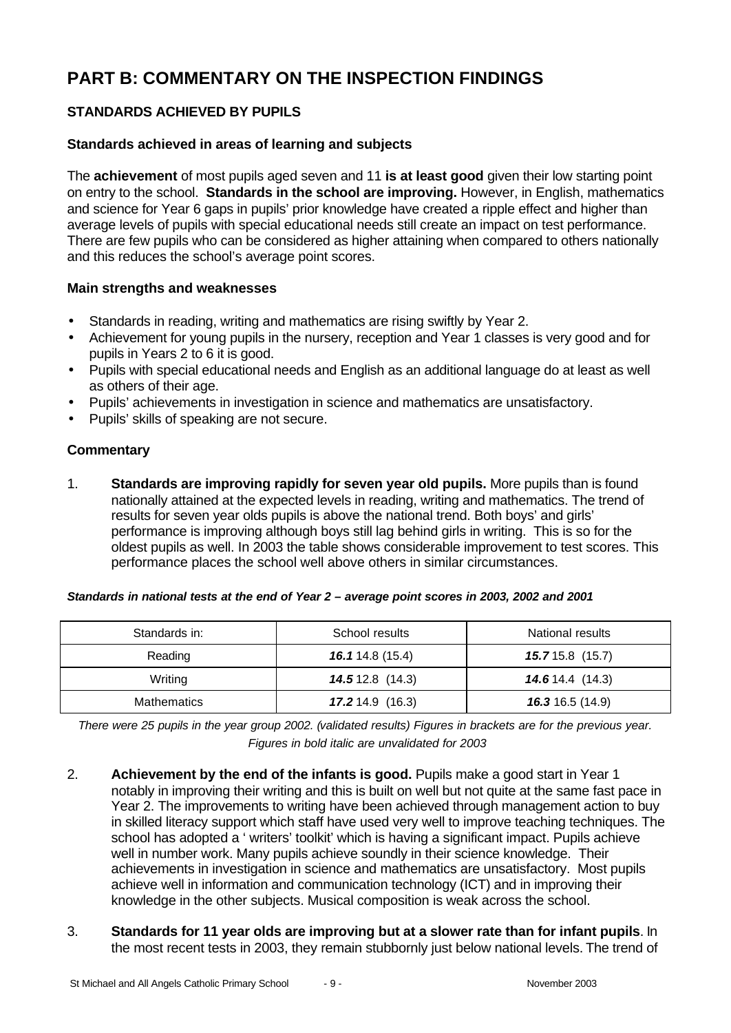# PART B: COMMENTARY ON THE INSPECTION FINDINGS

## STANDARDS ACHIEVED BY PUPILS

### Standards achieved in areas of learning and subjects

The **achievement** of most pupils aged seven and 11 **is at least good** given their low starting point on entry to the school. **Standards in the school are improving.** However, in English, mathematics and science for Year 6 gaps in pupils' prior knowledge have created a ripple effect and higher than average levels of pupils with special educational needs still create an impact on test performance. There are few pupils who can be considered as higher attaining when compared to others nationally and this reduces the school's average point scores.

### Main strengths and weaknesses

- Standards in reading, writing and mathematics are rising swiftly by Year 2.
- Achievement for young pupils in the nursery, reception and Year 1 classes is very good and for pupils in Years 2 to 6 it is good.
- Pupils with special educational needs and English as an additional language do at least as well as others of their age.
- Pupils' achievements in investigation in science and mathematics are unsatisfactory.
- Pupils' skills of speaking are not secure.

### Commentary

1. **Standards are improving rapidly for seven year old pupils.** More pupils than is found nationally attained at the expected levels in reading, writing and mathematics. The trend of results for seven year olds pupils is above the national trend. Both boys' and girls' performance is improving although boys still lag behind girls in writing. This is so for the oldest pupils as well. In 2003 the table shows considerable improvement to test scores. This performance places the school well above others in similar circumstances.

***Standards in national tests at the end of Year 2 – average point scores in 2003, 2002 and 2001***

| Standards in: | School results | National results |
|---|---|---|
| Reading | ***16.1*** 14.8 (15.4) | ***15.7*** 15.8 (15.7) |
| Writing | ***14.5*** 12.8 (14.3) | ***14.6*** 14.4 (14.3) |
| Mathematics | ***17.2*** 14.9 (16.3) | ***16.3*** 16.5 (14.9) |

*There were 25 pupils in the year group 2002. (validated results) Figures in brackets are for the previous year. Figures in bold italic are unvalidated for 2003*

2. **Achievement by the end of the infants is good.** Pupils make a good start in Year 1 notably in improving their writing and this is built on well but not quite at the same fast pace in Year 2. The improvements to writing have been achieved through management action to buy in skilled literacy support which staff have used very well to improve teaching techniques. The school has adopted a ' writers' toolkit' which is having a significant impact. Pupils achieve well in number work. Many pupils achieve soundly in their science knowledge. Their achievements in investigation in science and mathematics are unsatisfactory. Most pupils achieve well in information and communication technology (ICT) and in improving their knowledge in the other subjects. Musical composition is weak across the school.

3. **Standards for 11 year olds are improving but at a slower rate than for infant pupils**. In the most recent tests in 2003, they remain stubbornly just below national levels. The trend of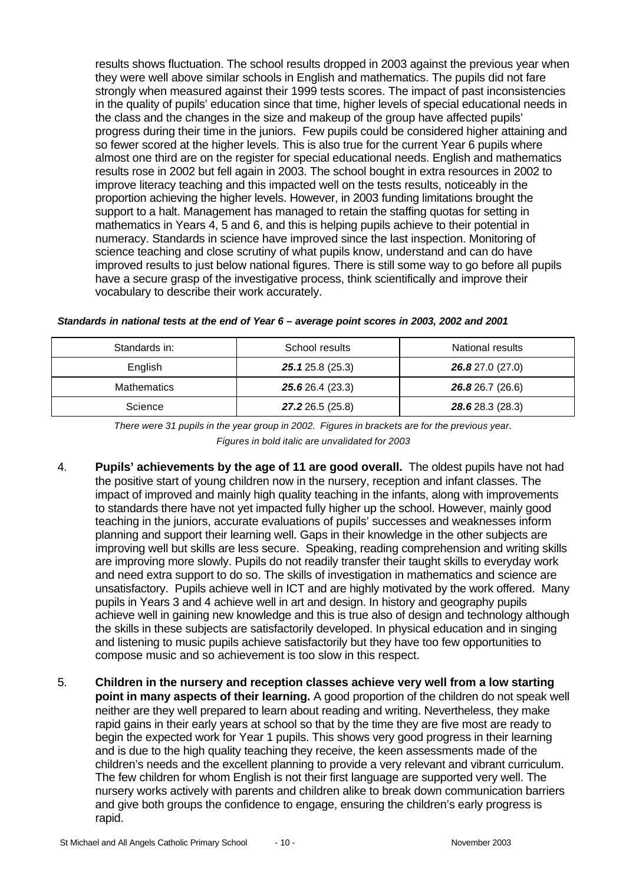results shows fluctuation. The school results dropped in 2003 against the previous year when they were well above similar schools in English and mathematics. The pupils did not fare strongly when measured against their 1999 tests scores. The impact of past inconsistencies in the quality of pupils' education since that time, higher levels of special educational needs in the class and the changes in the size and makeup of the group have affected pupils' progress during their time in the juniors. Few pupils could be considered higher attaining and so fewer scored at the higher levels. This is also true for the current Year 6 pupils where almost one third are on the register for special educational needs. English and mathematics results rose in 2002 but fell again in 2003. The school bought in extra resources in 2002 to improve literacy teaching and this impacted well on the tests results, noticeably in the proportion achieving the higher levels. However, in 2003 funding limitations brought the support to a halt. Management has managed to retain the staffing quotas for setting in mathematics in Years 4, 5 and 6, and this is helping pupils achieve to their potential in numeracy. Standards in science have improved since the last inspection. Monitoring of science teaching and close scrutiny of what pupils know, understand and can do have improved results to just below national figures. There is still some way to go before all pupils have a secure grasp of the investigative process, think scientifically and improve their vocabulary to describe their work accurately.

***Standards in national tests at the end of Year 6 – average point scores in 2003, 2002 and 2001***

| Standards in: | School results | National results |
|---|---|---|
| English | ***25.1*** 25.8 (25.3) | ***26.8*** 27.0 (27.0) |
| Mathematics | ***25.6*** 26.4 (23.3) | ***26.8*** 26.7 (26.6) |
| Science | ***27.2*** 26.5 (25.8) | ***28.6*** 28.3 (28.3) |

*There were 31 pupils in the year group in 2002. Figures in brackets are for the previous year.*

*Figures in bold italic are unvalidated for 2003*

4. **Pupils' achievements by the age of 11 are good overall.** The oldest pupils have not had the positive start of young children now in the nursery, reception and infant classes. The impact of improved and mainly high quality teaching in the infants, along with improvements to standards there have not yet impacted fully higher up the school. However, mainly good teaching in the juniors, accurate evaluations of pupils' successes and weaknesses inform planning and support their learning well. Gaps in their knowledge in the other subjects are improving well but skills are less secure. Speaking, reading comprehension and writing skills are improving more slowly. Pupils do not readily transfer their taught skills to everyday work and need extra support to do so. The skills of investigation in mathematics and science are unsatisfactory. Pupils achieve well in ICT and are highly motivated by the work offered. Many pupils in Years 3 and 4 achieve well in art and design. In history and geography pupils achieve well in gaining new knowledge and this is true also of design and technology although the skills in these subjects are satisfactorily developed. In physical education and in singing and listening to music pupils achieve satisfactorily but they have too few opportunities to compose music and so achievement is too slow in this respect.

5. **Children in the nursery and reception classes achieve very well from a low starting point in many aspects of their learning.** A good proportion of the children do not speak well neither are they well prepared to learn about reading and writing. Nevertheless, they make rapid gains in their early years at school so that by the time they are five most are ready to begin the expected work for Year 1 pupils. This shows very good progress in their learning and is due to the high quality teaching they receive, the keen assessments made of the children's needs and the excellent planning to provide a very relevant and vibrant curriculum. The few children for whom English is not their first language are supported very well. The nursery works actively with parents and children alike to break down communication barriers and give both groups the confidence to engage, ensuring the children's early progress is rapid.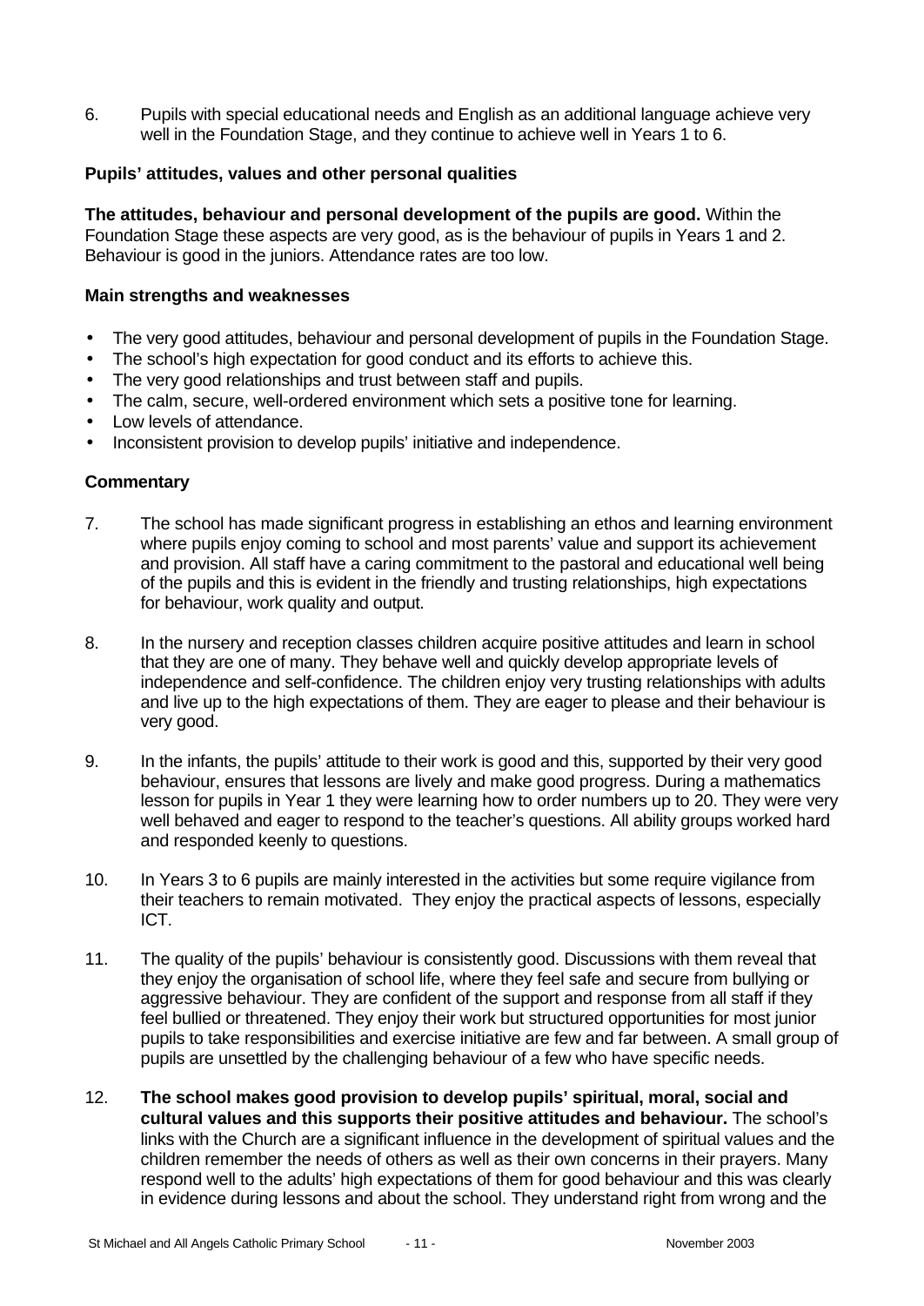6. Pupils with special educational needs and English as an additional language achieve very well in the Foundation Stage, and they continue to achieve well in Years 1 to 6.

### Pupils' attitudes, values and other personal qualities

**The attitudes, behaviour and personal development of the pupils are good.** Within the Foundation Stage these aspects are very good, as is the behaviour of pupils in Years 1 and 2. Behaviour is good in the juniors. Attendance rates are too low.

#### Main strengths and weaknesses

- The very good attitudes, behaviour and personal development of pupils in the Foundation Stage.
- The school's high expectation for good conduct and its efforts to achieve this.
- The very good relationships and trust between staff and pupils.
- The calm, secure, well-ordered environment which sets a positive tone for learning.
- Low levels of attendance.
- Inconsistent provision to develop pupils' initiative and independence.

#### Commentary

7. The school has made significant progress in establishing an ethos and learning environment where pupils enjoy coming to school and most parents' value and support its achievement and provision. All staff have a caring commitment to the pastoral and educational well being of the pupils and this is evident in the friendly and trusting relationships, high expectations for behaviour, work quality and output.

8. In the nursery and reception classes children acquire positive attitudes and learn in school that they are one of many. They behave well and quickly develop appropriate levels of independence and self-confidence. The children enjoy very trusting relationships with adults and live up to the high expectations of them. They are eager to please and their behaviour is very good.

9. In the infants, the pupils' attitude to their work is good and this, supported by their very good behaviour, ensures that lessons are lively and make good progress. During a mathematics lesson for pupils in Year 1 they were learning how to order numbers up to 20. They were very well behaved and eager to respond to the teacher's questions. All ability groups worked hard and responded keenly to questions.

10. In Years 3 to 6 pupils are mainly interested in the activities but some require vigilance from their teachers to remain motivated. They enjoy the practical aspects of lessons, especially ICT.

11. The quality of the pupils' behaviour is consistently good. Discussions with them reveal that they enjoy the organisation of school life, where they feel safe and secure from bullying or aggressive behaviour. They are confident of the support and response from all staff if they feel bullied or threatened. They enjoy their work but structured opportunities for most junior pupils to take responsibilities and exercise initiative are few and far between. A small group of pupils are unsettled by the challenging behaviour of a few who have specific needs.

12. **The school makes good provision to develop pupils' spiritual, moral, social and cultural values and this supports their positive attitudes and behaviour.** The school's links with the Church are a significant influence in the development of spiritual values and the children remember the needs of others as well as their own concerns in their prayers. Many respond well to the adults' high expectations of them for good behaviour and this was clearly in evidence during lessons and about the school. They understand right from wrong and the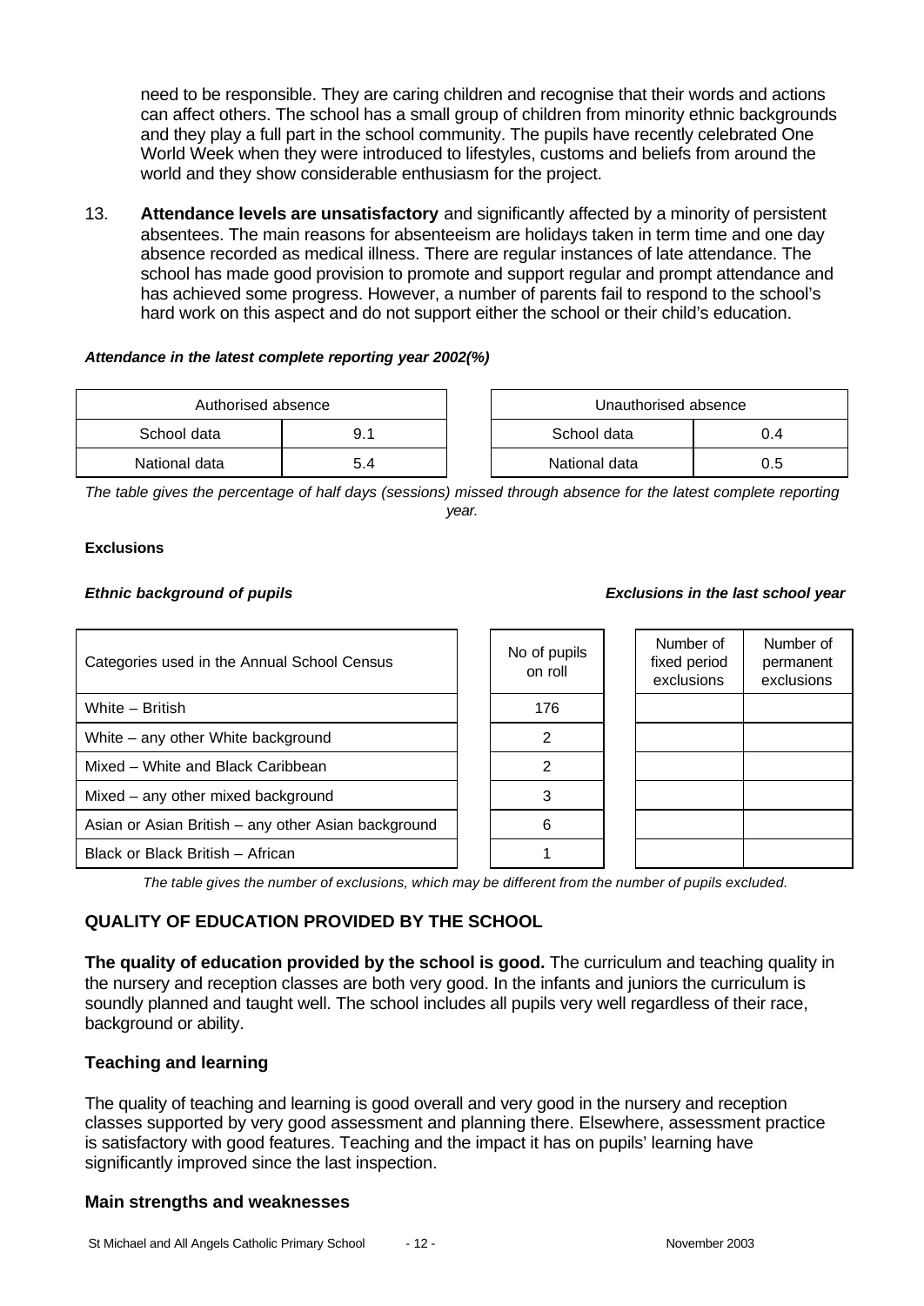need to be responsible. They are caring children and recognise that their words and actions can affect others. The school has a small group of children from minority ethnic backgrounds and they play a full part in the school community. The pupils have recently celebrated One World Week when they were introduced to lifestyles, customs and beliefs from around the world and they show considerable enthusiasm for the project.

13. **Attendance levels are unsatisfactory** and significantly affected by a minority of persistent absentees. The main reasons for absenteeism are holidays taken in term time and one day absence recorded as medical illness. There are regular instances of late attendance. The school has made good provision to promote and support regular and prompt attendance and has achieved some progress. However, a number of parents fail to respond to the school's hard work on this aspect and do not support either the school or their child's education.

***Attendance in the latest complete reporting year 2002(%)***

| Authorised absence | |
|---|---|
| School data | 9.1 |
| National data | 5.4 |

| Unauthorised absence | |
|---|---|
| School data | 0.4 |
| National data | 0.5 |

*The table gives the percentage of half days (sessions) missed through absence for the latest complete reporting year.*

**Exclusions**

***Ethnic background of pupils*** ***Exclusions in the last school year***

| Categories used in the Annual School Census | No of pupils on roll | Number of fixed period exclusions | Number of permanent exclusions |
|---|---|---|---|
| White – British | 176 | | |
| White – any other White background | 2 | | |
| Mixed – White and Black Caribbean | 2 | | |
| Mixed – any other mixed background | 3 | | |
| Asian or Asian British – any other Asian background | 6 | | |
| Black or Black British – African | 1 | | |

*The table gives the number of exclusions, which may be different from the number of pupils excluded.*

## QUALITY OF EDUCATION PROVIDED BY THE SCHOOL

**The quality of education provided by the school is good.** The curriculum and teaching quality in the nursery and reception classes are both very good. In the infants and juniors the curriculum is soundly planned and taught well. The school includes all pupils very well regardless of their race, background or ability.

### Teaching and learning

The quality of teaching and learning is good overall and very good in the nursery and reception classes supported by very good assessment and planning there. Elsewhere, assessment practice is satisfactory with good features. Teaching and the impact it has on pupils' learning have significantly improved since the last inspection.

### Main strengths and weaknesses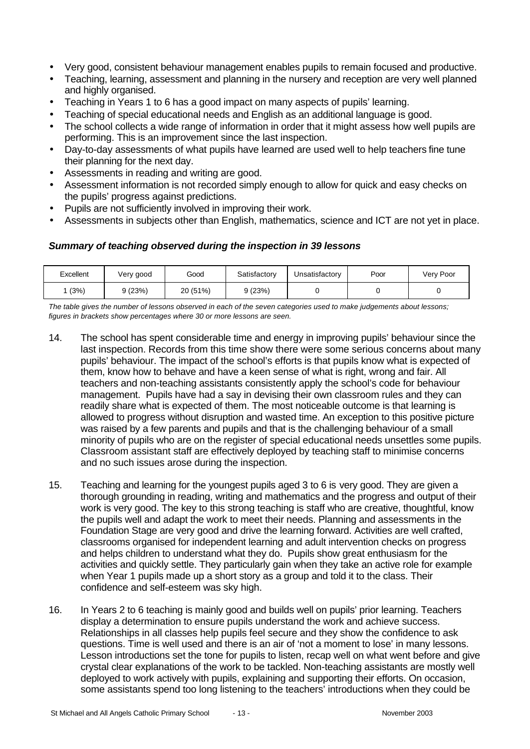- Very good, consistent behaviour management enables pupils to remain focused and productive.
- Teaching, learning, assessment and planning in the nursery and reception are very well planned and highly organised.
- Teaching in Years 1 to 6 has a good impact on many aspects of pupils' learning.
- Teaching of special educational needs and English as an additional language is good.
- The school collects a wide range of information in order that it might assess how well pupils are performing. This is an improvement since the last inspection.
- Day-to-day assessments of what pupils have learned are used well to help teachers fine tune their planning for the next day.
- Assessments in reading and writing are good.
- Assessment information is not recorded simply enough to allow for quick and easy checks on the pupils' progress against predictions.
- Pupils are not sufficiently involved in improving their work.
- Assessments in subjects other than English, mathematics, science and ICT are not yet in place.

***Summary of teaching observed during the inspection in 39 lessons***

| Excellent | Very good | Good | Satisfactory | Unsatisfactory | Poor | Very Poor |
|---|---|---|---|---|---|---|
| 1 (3%) | 9 (23%) | 20 (51%) | 9 (23%) | 0 | 0 | 0 |

*The table gives the number of lessons observed in each of the seven categories used to make judgements about lessons; figures in brackets show percentages where 30 or more lessons are seen.*

14. The school has spent considerable time and energy in improving pupils' behaviour since the last inspection. Records from this time show there were some serious concerns about many pupils' behaviour. The impact of the school's efforts is that pupils know what is expected of them, know how to behave and have a keen sense of what is right, wrong and fair. All teachers and non-teaching assistants consistently apply the school's code for behaviour management. Pupils have had a say in devising their own classroom rules and they can readily share what is expected of them. The most noticeable outcome is that learning is allowed to progress without disruption and wasted time. An exception to this positive picture was raised by a few parents and pupils and that is the challenging behaviour of a small minority of pupils who are on the register of special educational needs unsettles some pupils. Classroom assistant staff are effectively deployed by teaching staff to minimise concerns and no such issues arose during the inspection.

15. Teaching and learning for the youngest pupils aged 3 to 6 is very good. They are given a thorough grounding in reading, writing and mathematics and the progress and output of their work is very good. The key to this strong teaching is staff who are creative, thoughtful, know the pupils well and adapt the work to meet their needs. Planning and assessments in the Foundation Stage are very good and drive the learning forward. Activities are well crafted, classrooms organised for independent learning and adult intervention checks on progress and helps children to understand what they do. Pupils show great enthusiasm for the activities and quickly settle. They particularly gain when they take an active role for example when Year 1 pupils made up a short story as a group and told it to the class. Their confidence and self-esteem was sky high.

16. In Years 2 to 6 teaching is mainly good and builds well on pupils' prior learning. Teachers display a determination to ensure pupils understand the work and achieve success. Relationships in all classes help pupils feel secure and they show the confidence to ask questions. Time is well used and there is an air of 'not a moment to lose' in many lessons. Lesson introductions set the tone for pupils to listen, recap well on what went before and give crystal clear explanations of the work to be tackled. Non-teaching assistants are mostly well deployed to work actively with pupils, explaining and supporting their efforts. On occasion, some assistants spend too long listening to the teachers' introductions when they could be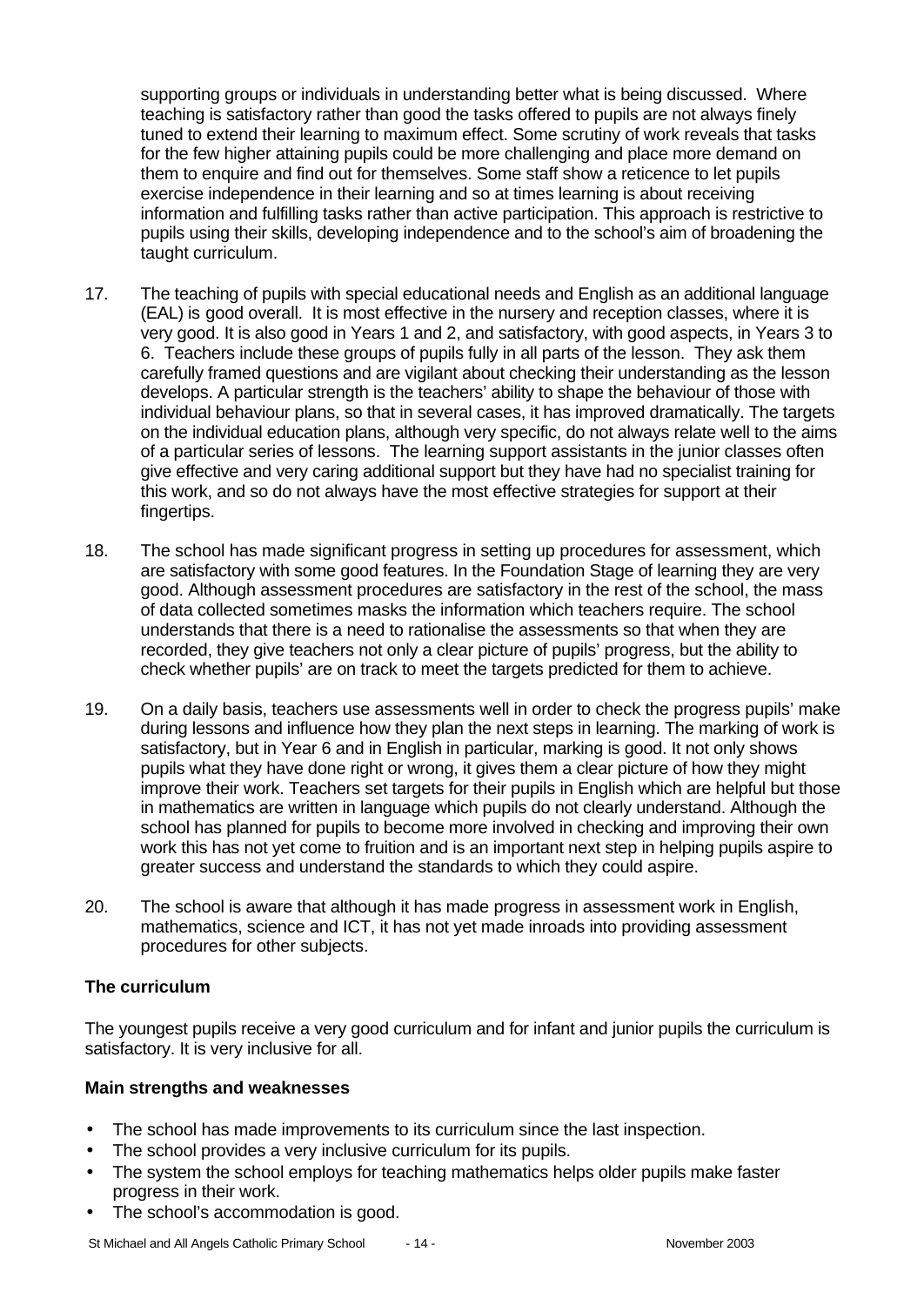supporting groups or individuals in understanding better what is being discussed. Where teaching is satisfactory rather than good the tasks offered to pupils are not always finely tuned to extend their learning to maximum effect. Some scrutiny of work reveals that tasks for the few higher attaining pupils could be more challenging and place more demand on them to enquire and find out for themselves. Some staff show a reticence to let pupils exercise independence in their learning and so at times learning is about receiving information and fulfilling tasks rather than active participation. This approach is restrictive to pupils using their skills, developing independence and to the school's aim of broadening the taught curriculum.

17. The teaching of pupils with special educational needs and English as an additional language (EAL) is good overall. It is most effective in the nursery and reception classes, where it is very good. It is also good in Years 1 and 2, and satisfactory, with good aspects, in Years 3 to 6. Teachers include these groups of pupils fully in all parts of the lesson. They ask them carefully framed questions and are vigilant about checking their understanding as the lesson develops. A particular strength is the teachers' ability to shape the behaviour of those with individual behaviour plans, so that in several cases, it has improved dramatically. The targets on the individual education plans, although very specific, do not always relate well to the aims of a particular series of lessons. The learning support assistants in the junior classes often give effective and very caring additional support but they have had no specialist training for this work, and so do not always have the most effective strategies for support at their fingertips.

18. The school has made significant progress in setting up procedures for assessment, which are satisfactory with some good features. In the Foundation Stage of learning they are very good. Although assessment procedures are satisfactory in the rest of the school, the mass of data collected sometimes masks the information which teachers require. The school understands that there is a need to rationalise the assessments so that when they are recorded, they give teachers not only a clear picture of pupils' progress, but the ability to check whether pupils' are on track to meet the targets predicted for them to achieve.

19. On a daily basis, teachers use assessments well in order to check the progress pupils' make during lessons and influence how they plan the next steps in learning. The marking of work is satisfactory, but in Year 6 and in English in particular, marking is good. It not only shows pupils what they have done right or wrong, it gives them a clear picture of how they might improve their work. Teachers set targets for their pupils in English which are helpful but those in mathematics are written in language which pupils do not clearly understand. Although the school has planned for pupils to become more involved in checking and improving their own work this has not yet come to fruition and is an important next step in helping pupils aspire to greater success and understand the standards to which they could aspire.

20. The school is aware that although it has made progress in assessment work in English, mathematics, science and ICT, it has not yet made inroads into providing assessment procedures for other subjects.

### The curriculum

The youngest pupils receive a very good curriculum and for infant and junior pupils the curriculum is satisfactory. It is very inclusive for all.

#### Main strengths and weaknesses

- The school has made improvements to its curriculum since the last inspection.
- The school provides a very inclusive curriculum for its pupils.
- The system the school employs for teaching mathematics helps older pupils make faster progress in their work.
- The school's accommodation is good.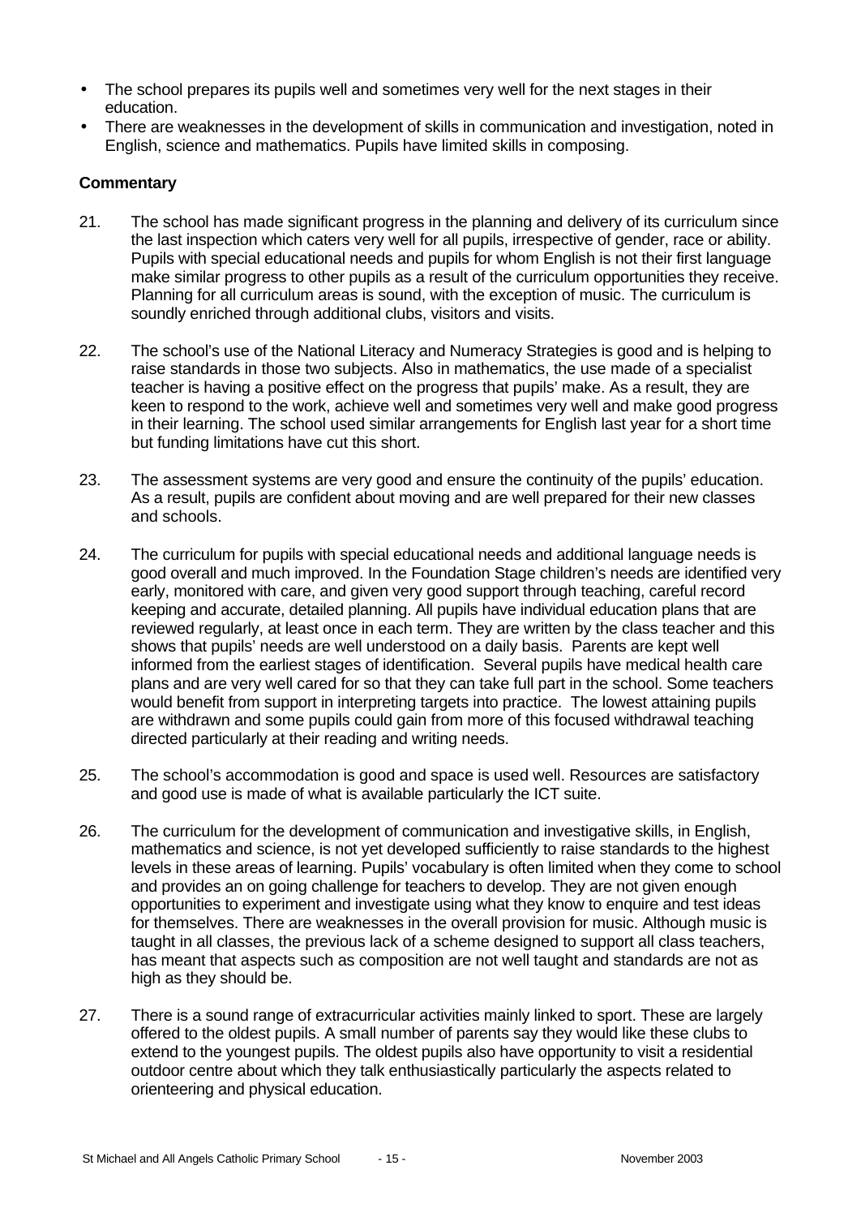- The school prepares its pupils well and sometimes very well for the next stages in their education.
- There are weaknesses in the development of skills in communication and investigation, noted in English, science and mathematics. Pupils have limited skills in composing.

**Commentary**

21. The school has made significant progress in the planning and delivery of its curriculum since the last inspection which caters very well for all pupils, irrespective of gender, race or ability. Pupils with special educational needs and pupils for whom English is not their first language make similar progress to other pupils as a result of the curriculum opportunities they receive. Planning for all curriculum areas is sound, with the exception of music. The curriculum is soundly enriched through additional clubs, visitors and visits.

22. The school's use of the National Literacy and Numeracy Strategies is good and is helping to raise standards in those two subjects. Also in mathematics, the use made of a specialist teacher is having a positive effect on the progress that pupils' make. As a result, they are keen to respond to the work, achieve well and sometimes very well and make good progress in their learning. The school used similar arrangements for English last year for a short time but funding limitations have cut this short.

23. The assessment systems are very good and ensure the continuity of the pupils' education. As a result, pupils are confident about moving and are well prepared for their new classes and schools.

24. The curriculum for pupils with special educational needs and additional language needs is good overall and much improved. In the Foundation Stage children's needs are identified very early, monitored with care, and given very good support through teaching, careful record keeping and accurate, detailed planning. All pupils have individual education plans that are reviewed regularly, at least once in each term. They are written by the class teacher and this shows that pupils' needs are well understood on a daily basis. Parents are kept well informed from the earliest stages of identification. Several pupils have medical health care plans and are very well cared for so that they can take full part in the school. Some teachers would benefit from support in interpreting targets into practice. The lowest attaining pupils are withdrawn and some pupils could gain from more of this focused withdrawal teaching directed particularly at their reading and writing needs.

25. The school's accommodation is good and space is used well. Resources are satisfactory and good use is made of what is available particularly the ICT suite.

26. The curriculum for the development of communication and investigative skills, in English, mathematics and science, is not yet developed sufficiently to raise standards to the highest levels in these areas of learning. Pupils' vocabulary is often limited when they come to school and provides an on going challenge for teachers to develop. They are not given enough opportunities to experiment and investigate using what they know to enquire and test ideas for themselves. There are weaknesses in the overall provision for music. Although music is taught in all classes, the previous lack of a scheme designed to support all class teachers, has meant that aspects such as composition are not well taught and standards are not as high as they should be.

27. There is a sound range of extracurricular activities mainly linked to sport. These are largely offered to the oldest pupils. A small number of parents say they would like these clubs to extend to the youngest pupils. The oldest pupils also have opportunity to visit a residential outdoor centre about which they talk enthusiastically particularly the aspects related to orienteering and physical education.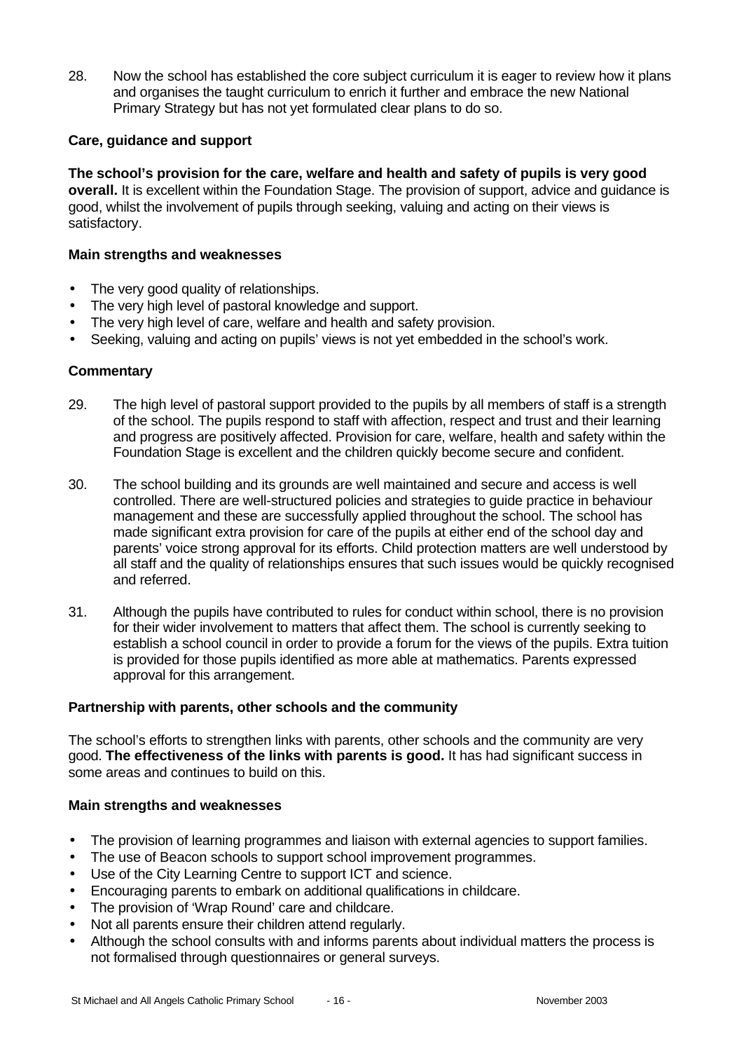28. Now the school has established the core subject curriculum it is eager to review how it plans and organises the taught curriculum to enrich it further and embrace the new National Primary Strategy but has not yet formulated clear plans to do so.

### Care, guidance and support

**The school's provision for the care, welfare and health and safety of pupils is very good overall.** It is excellent within the Foundation Stage. The provision of support, advice and guidance is good, whilst the involvement of pupils through seeking, valuing and acting on their views is satisfactory.

#### Main strengths and weaknesses

- The very good quality of relationships.
- The very high level of pastoral knowledge and support.
- The very high level of care, welfare and health and safety provision.
- Seeking, valuing and acting on pupils' views is not yet embedded in the school's work.

#### Commentary

29. The high level of pastoral support provided to the pupils by all members of staff is a strength of the school. The pupils respond to staff with affection, respect and trust and their learning and progress are positively affected. Provision for care, welfare, health and safety within the Foundation Stage is excellent and the children quickly become secure and confident.

30. The school building and its grounds are well maintained and secure and access is well controlled. There are well-structured policies and strategies to guide practice in behaviour management and these are successfully applied throughout the school. The school has made significant extra provision for care of the pupils at either end of the school day and parents' voice strong approval for its efforts. Child protection matters are well understood by all staff and the quality of relationships ensures that such issues would be quickly recognised and referred.

31. Although the pupils have contributed to rules for conduct within school, there is no provision for their wider involvement to matters that affect them. The school is currently seeking to establish a school council in order to provide a forum for the views of the pupils. Extra tuition is provided for those pupils identified as more able at mathematics. Parents expressed approval for this arrangement.

### Partnership with parents, other schools and the community

The school's efforts to strengthen links with parents, other schools and the community are very good. **The effectiveness of the links with parents is good.** It has had significant success in some areas and continues to build on this.

#### Main strengths and weaknesses

- The provision of learning programmes and liaison with external agencies to support families.
- The use of Beacon schools to support school improvement programmes.
- Use of the City Learning Centre to support ICT and science.
- Encouraging parents to embark on additional qualifications in childcare.
- The provision of 'Wrap Round' care and childcare.
- Not all parents ensure their children attend regularly.
- Although the school consults with and informs parents about individual matters the process is not formalised through questionnaires or general surveys.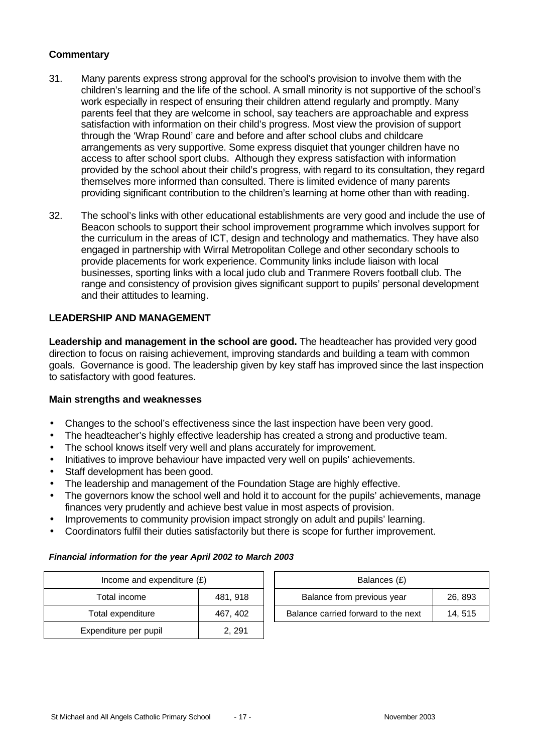**Commentary**

31. Many parents express strong approval for the school's provision to involve them with the children's learning and the life of the school. A small minority is not supportive of the school's work especially in respect of ensuring their children attend regularly and promptly. Many parents feel that they are welcome in school, say teachers are approachable and express satisfaction with information on their child's progress. Most view the provision of support through the 'Wrap Round' care and before and after school clubs and childcare arrangements as very supportive. Some express disquiet that younger children have no access to after school sport clubs. Although they express satisfaction with information provided by the school about their child's progress, with regard to its consultation, they regard themselves more informed than consulted. There is limited evidence of many parents providing significant contribution to the children's learning at home other than with reading.

32. The school's links with other educational establishments are very good and include the use of Beacon schools to support their school improvement programme which involves support for the curriculum in the areas of ICT, design and technology and mathematics. They have also engaged in partnership with Wirral Metropolitan College and other secondary schools to provide placements for work experience. Community links include liaison with local businesses, sporting links with a local judo club and Tranmere Rovers football club. The range and consistency of provision gives significant support to pupils' personal development and their attitudes to learning.

## LEADERSHIP AND MANAGEMENT

**Leadership and management in the school are good.** The headteacher has provided very good direction to focus on raising achievement, improving standards and building a team with common goals. Governance is good. The leadership given by key staff has improved since the last inspection to satisfactory with good features.

### Main strengths and weaknesses

- Changes to the school's effectiveness since the last inspection have been very good.
- The headteacher's highly effective leadership has created a strong and productive team.
- The school knows itself very well and plans accurately for improvement.
- Initiatives to improve behaviour have impacted very well on pupils' achievements.
- Staff development has been good.
- The leadership and management of the Foundation Stage are highly effective.
- The governors know the school well and hold it to account for the pupils' achievements, manage finances very prudently and achieve best value in most aspects of provision.
- Improvements to community provision impact strongly on adult and pupils' learning.
- Coordinators fulfil their duties satisfactorily but there is scope for further improvement.

***Financial information for the year April 2002 to March 2003***

| Income and expenditure (£) | |
|---|---|
| Total income | 481, 918 |
| Total expenditure | 467, 402 |
| Expenditure per pupil | 2, 291 |

| Balances (£) | |
|---|---|
| Balance from previous year | 26, 893 |
| Balance carried forward to the next | 14, 515 |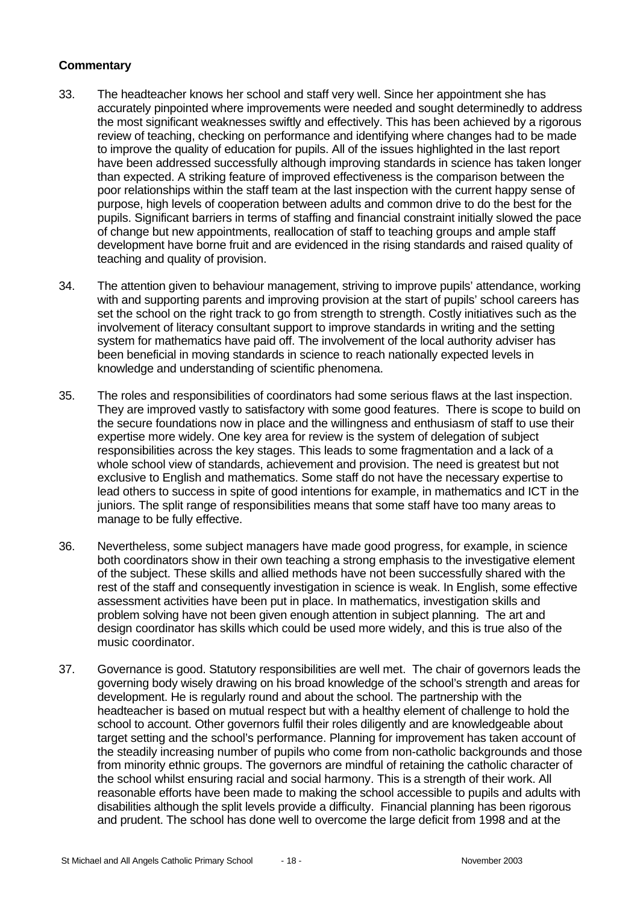**Commentary**

33. The headteacher knows her school and staff very well. Since her appointment she has accurately pinpointed where improvements were needed and sought determinedly to address the most significant weaknesses swiftly and effectively. This has been achieved by a rigorous review of teaching, checking on performance and identifying where changes had to be made to improve the quality of education for pupils. All of the issues highlighted in the last report have been addressed successfully although improving standards in science has taken longer than expected. A striking feature of improved effectiveness is the comparison between the poor relationships within the staff team at the last inspection with the current happy sense of purpose, high levels of cooperation between adults and common drive to do the best for the pupils. Significant barriers in terms of staffing and financial constraint initially slowed the pace of change but new appointments, reallocation of staff to teaching groups and ample staff development have borne fruit and are evidenced in the rising standards and raised quality of teaching and quality of provision.

34. The attention given to behaviour management, striving to improve pupils' attendance, working with and supporting parents and improving provision at the start of pupils' school careers has set the school on the right track to go from strength to strength. Costly initiatives such as the involvement of literacy consultant support to improve standards in writing and the setting system for mathematics have paid off. The involvement of the local authority adviser has been beneficial in moving standards in science to reach nationally expected levels in knowledge and understanding of scientific phenomena.

35. The roles and responsibilities of coordinators had some serious flaws at the last inspection. They are improved vastly to satisfactory with some good features. There is scope to build on the secure foundations now in place and the willingness and enthusiasm of staff to use their expertise more widely. One key area for review is the system of delegation of subject responsibilities across the key stages. This leads to some fragmentation and a lack of a whole school view of standards, achievement and provision. The need is greatest but not exclusive to English and mathematics. Some staff do not have the necessary expertise to lead others to success in spite of good intentions for example, in mathematics and ICT in the juniors. The split range of responsibilities means that some staff have too many areas to manage to be fully effective.

36. Nevertheless, some subject managers have made good progress, for example, in science both coordinators show in their own teaching a strong emphasis to the investigative element of the subject. These skills and allied methods have not been successfully shared with the rest of the staff and consequently investigation in science is weak. In English, some effective assessment activities have been put in place. In mathematics, investigation skills and problem solving have not been given enough attention in subject planning. The art and design coordinator has skills which could be used more widely, and this is true also of the music coordinator.

37. Governance is good. Statutory responsibilities are well met. The chair of governors leads the governing body wisely drawing on his broad knowledge of the school's strength and areas for development. He is regularly round and about the school. The partnership with the headteacher is based on mutual respect but with a healthy element of challenge to hold the school to account. Other governors fulfil their roles diligently and are knowledgeable about target setting and the school's performance. Planning for improvement has taken account of the steadily increasing number of pupils who come from non-catholic backgrounds and those from minority ethnic groups. The governors are mindful of retaining the catholic character of the school whilst ensuring racial and social harmony. This is a strength of their work. All reasonable efforts have been made to making the school accessible to pupils and adults with disabilities although the split levels provide a difficulty. Financial planning has been rigorous and prudent. The school has done well to overcome the large deficit from 1998 and at the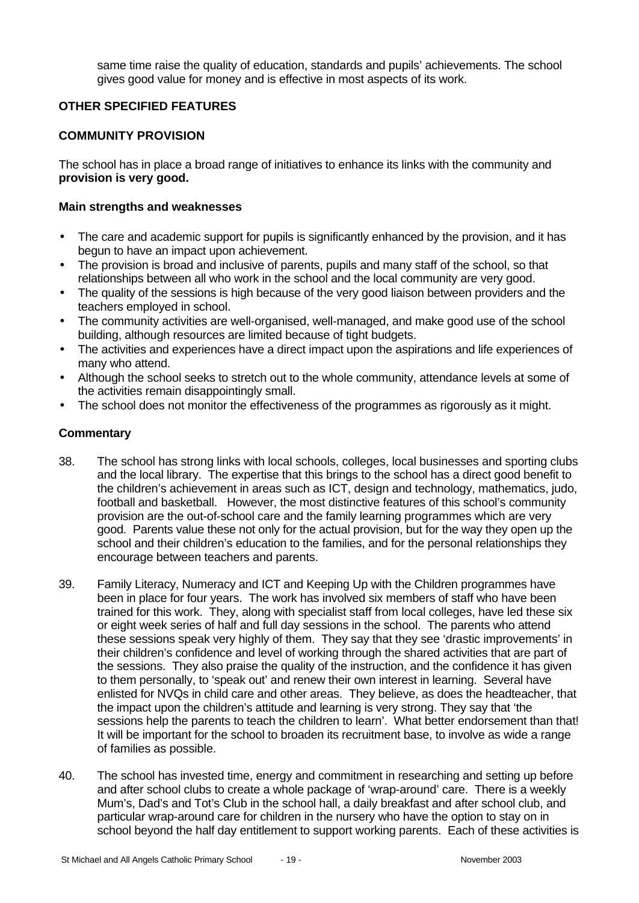same time raise the quality of education, standards and pupils' achievements. The school gives good value for money and is effective in most aspects of its work.

## OTHER SPECIFIED FEATURES

### COMMUNITY PROVISION

The school has in place a broad range of initiatives to enhance its links with the community and **provision is very good.**

#### Main strengths and weaknesses

- The care and academic support for pupils is significantly enhanced by the provision, and it has begun to have an impact upon achievement.
- The provision is broad and inclusive of parents, pupils and many staff of the school, so that relationships between all who work in the school and the local community are very good.
- The quality of the sessions is high because of the very good liaison between providers and the teachers employed in school.
- The community activities are well-organised, well-managed, and make good use of the school building, although resources are limited because of tight budgets.
- The activities and experiences have a direct impact upon the aspirations and life experiences of many who attend.
- Although the school seeks to stretch out to the whole community, attendance levels at some of the activities remain disappointingly small.
- The school does not monitor the effectiveness of the programmes as rigorously as it might.

#### Commentary

38. The school has strong links with local schools, colleges, local businesses and sporting clubs and the local library. The expertise that this brings to the school has a direct good benefit to the children's achievement in areas such as ICT, design and technology, mathematics, judo, football and basketball. However, the most distinctive features of this school's community provision are the out-of-school care and the family learning programmes which are very good. Parents value these not only for the actual provision, but for the way they open up the school and their children's education to the families, and for the personal relationships they encourage between teachers and parents.

39. Family Literacy, Numeracy and ICT and Keeping Up with the Children programmes have been in place for four years. The work has involved six members of staff who have been trained for this work. They, along with specialist staff from local colleges, have led these six or eight week series of half and full day sessions in the school. The parents who attend these sessions speak very highly of them. They say that they see 'drastic improvements' in their children's confidence and level of working through the shared activities that are part of the sessions. They also praise the quality of the instruction, and the confidence it has given to them personally, to 'speak out' and renew their own interest in learning. Several have enlisted for NVQs in child care and other areas. They believe, as does the headteacher, that the impact upon the children's attitude and learning is very strong. They say that 'the sessions help the parents to teach the children to learn'. What better endorsement than that! It will be important for the school to broaden its recruitment base, to involve as wide a range of families as possible.

40. The school has invested time, energy and commitment in researching and setting up before and after school clubs to create a whole package of 'wrap-around' care. There is a weekly Mum's, Dad's and Tot's Club in the school hall, a daily breakfast and after school club, and particular wrap-around care for children in the nursery who have the option to stay on in school beyond the half day entitlement to support working parents. Each of these activities is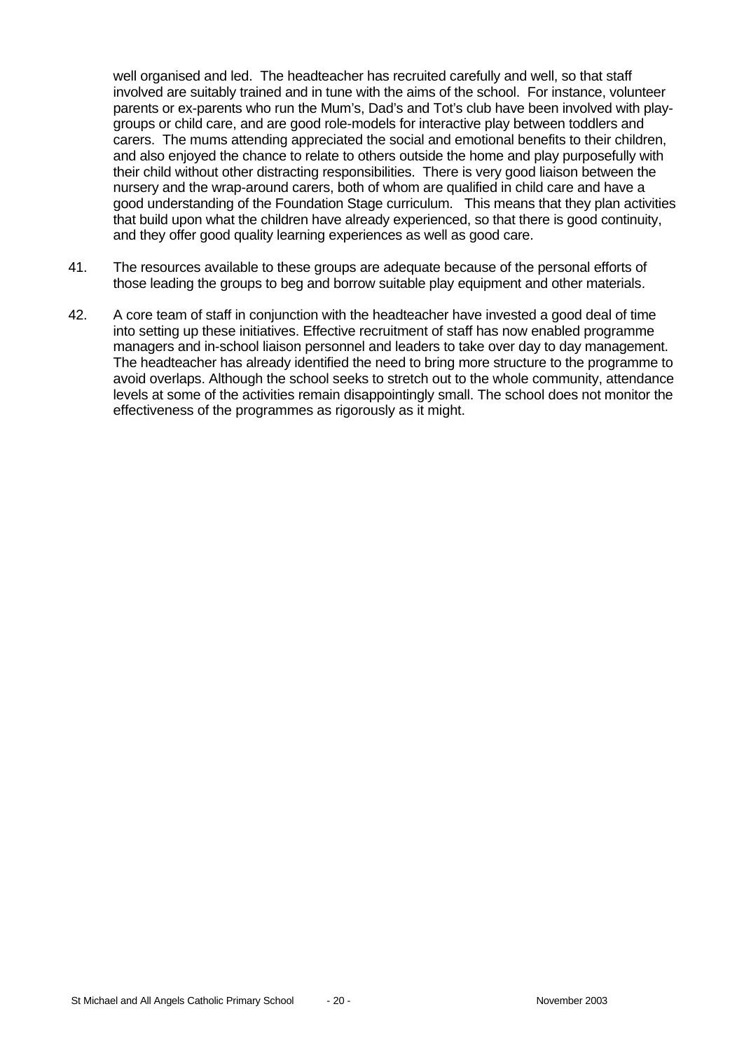well organised and led. The headteacher has recruited carefully and well, so that staff involved are suitably trained and in tune with the aims of the school. For instance, volunteer parents or ex-parents who run the Mum's, Dad's and Tot's club have been involved with play-groups or child care, and are good role-models for interactive play between toddlers and carers. The mums attending appreciated the social and emotional benefits to their children, and also enjoyed the chance to relate to others outside the home and play purposefully with their child without other distracting responsibilities. There is very good liaison between the nursery and the wrap-around carers, both of whom are qualified in child care and have a good understanding of the Foundation Stage curriculum. This means that they plan activities that build upon what the children have already experienced, so that there is good continuity, and they offer good quality learning experiences as well as good care.

41. The resources available to these groups are adequate because of the personal efforts of those leading the groups to beg and borrow suitable play equipment and other materials.

42. A core team of staff in conjunction with the headteacher have invested a good deal of time into setting up these initiatives. Effective recruitment of staff has now enabled programme managers and in-school liaison personnel and leaders to take over day to day management. The headteacher has already identified the need to bring more structure to the programme to avoid overlaps. Although the school seeks to stretch out to the whole community, attendance levels at some of the activities remain disappointingly small. The school does not monitor the effectiveness of the programmes as rigorously as it might.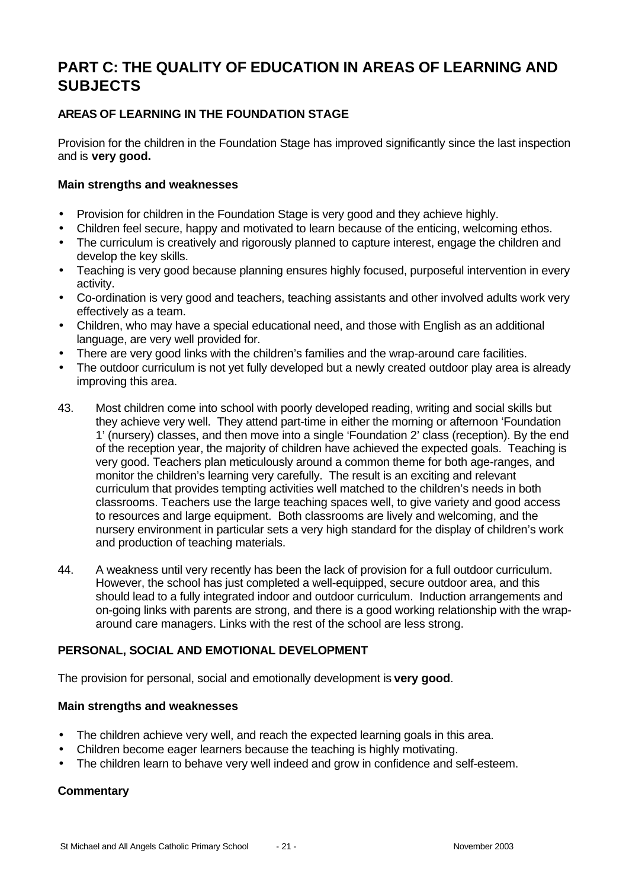# PART C: THE QUALITY OF EDUCATION IN AREAS OF LEARNING AND SUBJECTS

### AREAS OF LEARNING IN THE FOUNDATION STAGE

Provision for the children in the Foundation Stage has improved significantly since the last inspection and is **very good.**

#### Main strengths and weaknesses

- Provision for children in the Foundation Stage is very good and they achieve highly.
- Children feel secure, happy and motivated to learn because of the enticing, welcoming ethos.
- The curriculum is creatively and rigorously planned to capture interest, engage the children and develop the key skills.
- Teaching is very good because planning ensures highly focused, purposeful intervention in every activity.
- Co-ordination is very good and teachers, teaching assistants and other involved adults work very effectively as a team.
- Children, who may have a special educational need, and those with English as an additional language, are very well provided for.
- There are very good links with the children's families and the wrap-around care facilities.
- The outdoor curriculum is not yet fully developed but a newly created outdoor play area is already improving this area.

43. Most children come into school with poorly developed reading, writing and social skills but they achieve very well. They attend part-time in either the morning or afternoon 'Foundation 1' (nursery) classes, and then move into a single 'Foundation 2' class (reception). By the end of the reception year, the majority of children have achieved the expected goals. Teaching is very good. Teachers plan meticulously around a common theme for both age-ranges, and monitor the children's learning very carefully. The result is an exciting and relevant curriculum that provides tempting activities well matched to the children's needs in both classrooms. Teachers use the large teaching spaces well, to give variety and good access to resources and large equipment. Both classrooms are lively and welcoming, and the nursery environment in particular sets a very high standard for the display of children's work and production of teaching materials.

44. A weakness until very recently has been the lack of provision for a full outdoor curriculum. However, the school has just completed a well-equipped, secure outdoor area, and this should lead to a fully integrated indoor and outdoor curriculum. Induction arrangements and on-going links with parents are strong, and there is a good working relationship with the wrap-around care managers. Links with the rest of the school are less strong.

### PERSONAL, SOCIAL AND EMOTIONAL DEVELOPMENT

The provision for personal, social and emotionally development is **very good**.

#### Main strengths and weaknesses

- The children achieve very well, and reach the expected learning goals in this area.
- Children become eager learners because the teaching is highly motivating.
- The children learn to behave very well indeed and grow in confidence and self-esteem.

#### Commentary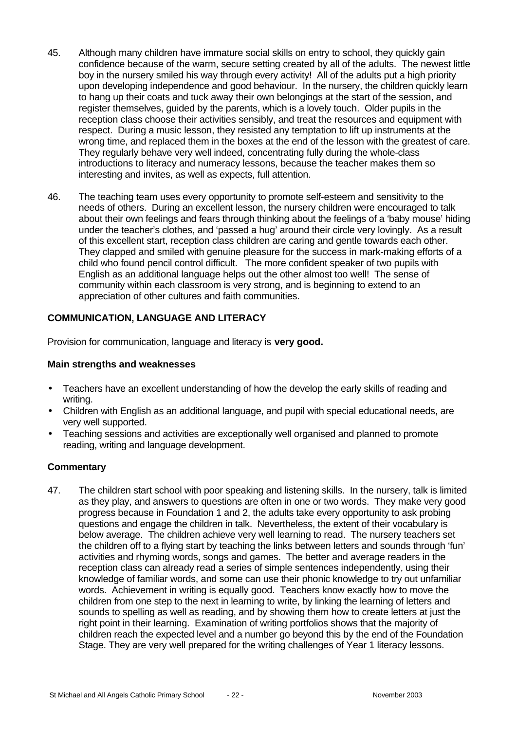45. Although many children have immature social skills on entry to school, they quickly gain confidence because of the warm, secure setting created by all of the adults. The newest little boy in the nursery smiled his way through every activity! All of the adults put a high priority upon developing independence and good behaviour. In the nursery, the children quickly learn to hang up their coats and tuck away their own belongings at the start of the session, and register themselves, guided by the parents, which is a lovely touch. Older pupils in the reception class choose their activities sensibly, and treat the resources and equipment with respect. During a music lesson, they resisted any temptation to lift up instruments at the wrong time, and replaced them in the boxes at the end of the lesson with the greatest of care. They regularly behave very well indeed, concentrating fully during the whole-class introductions to literacy and numeracy lessons, because the teacher makes them so interesting and invites, as well as expects, full attention.

46. The teaching team uses every opportunity to promote self-esteem and sensitivity to the needs of others. During an excellent lesson, the nursery children were encouraged to talk about their own feelings and fears through thinking about the feelings of a 'baby mouse' hiding under the teacher's clothes, and 'passed a hug' around their circle very lovingly. As a result of this excellent start, reception class children are caring and gentle towards each other. They clapped and smiled with genuine pleasure for the success in mark-making efforts of a child who found pencil control difficult. The more confident speaker of two pupils with English as an additional language helps out the other almost too well! The sense of community within each classroom is very strong, and is beginning to extend to an appreciation of other cultures and faith communities.

## COMMUNICATION, LANGUAGE AND LITERACY

Provision for communication, language and literacy is **very good.**

### Main strengths and weaknesses

- Teachers have an excellent understanding of how the develop the early skills of reading and writing.
- Children with English as an additional language, and pupil with special educational needs, are very well supported.
- Teaching sessions and activities are exceptionally well organised and planned to promote reading, writing and language development.

### Commentary

47. The children start school with poor speaking and listening skills. In the nursery, talk is limited as they play, and answers to questions are often in one or two words. They make very good progress because in Foundation 1 and 2, the adults take every opportunity to ask probing questions and engage the children in talk. Nevertheless, the extent of their vocabulary is below average. The children achieve very well learning to read. The nursery teachers set the children off to a flying start by teaching the links between letters and sounds through 'fun' activities and rhyming words, songs and games. The better and average readers in the reception class can already read a series of simple sentences independently, using their knowledge of familiar words, and some can use their phonic knowledge to try out unfamiliar words. Achievement in writing is equally good. Teachers know exactly how to move the children from one step to the next in learning to write, by linking the learning of letters and sounds to spelling as well as reading, and by showing them how to create letters at just the right point in their learning. Examination of writing portfolios shows that the majority of children reach the expected level and a number go beyond this by the end of the Foundation Stage. They are very well prepared for the writing challenges of Year 1 literacy lessons.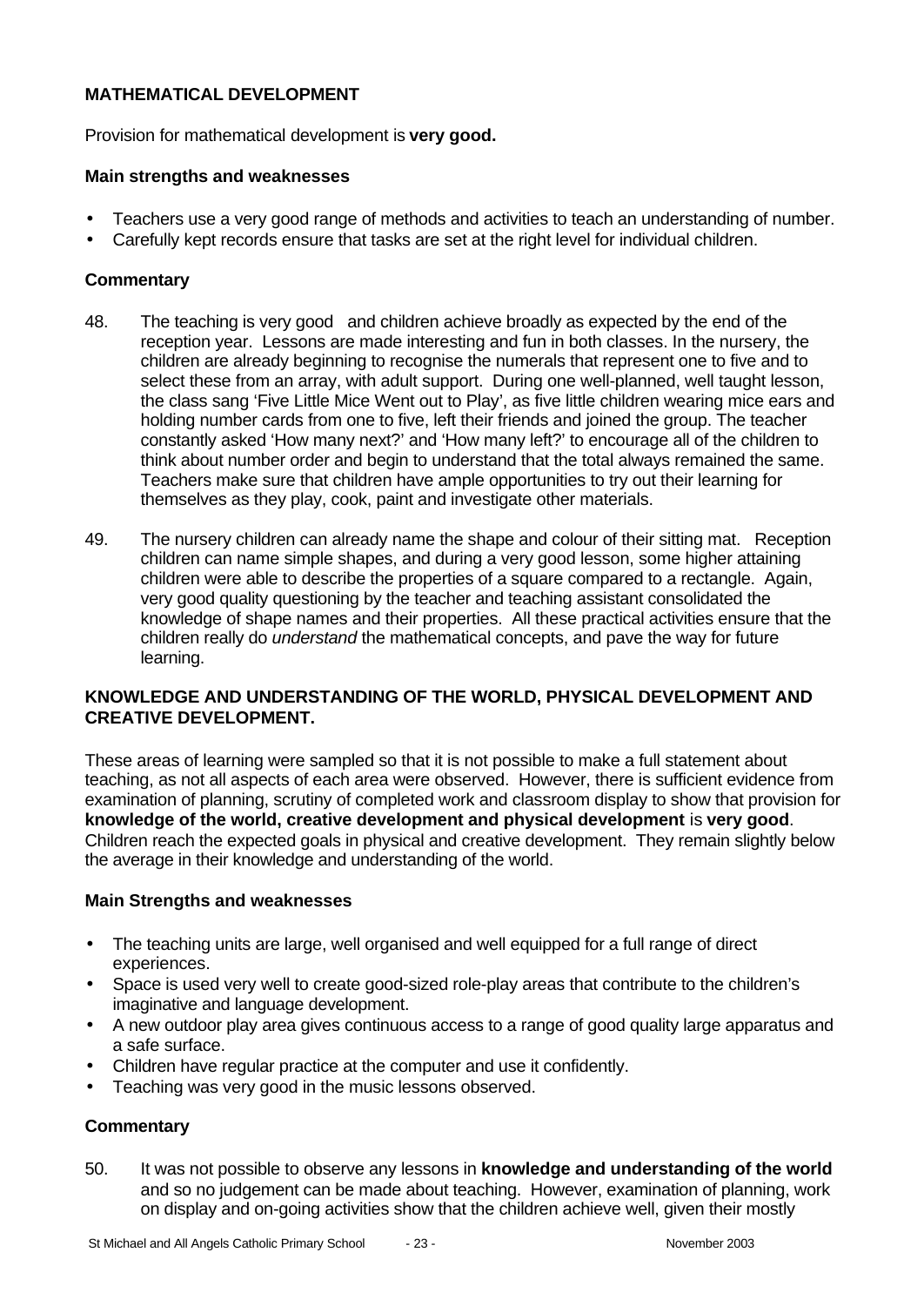### MATHEMATICAL DEVELOPMENT

Provision for mathematical development is **very good.**

#### Main strengths and weaknesses

- Teachers use a very good range of methods and activities to teach an understanding of number.
- Carefully kept records ensure that tasks are set at the right level for individual children.

#### Commentary

48. The teaching is very good and children achieve broadly as expected by the end of the reception year. Lessons are made interesting and fun in both classes. In the nursery, the children are already beginning to recognise the numerals that represent one to five and to select these from an array, with adult support. During one well-planned, well taught lesson, the class sang 'Five Little Mice Went out to Play', as five little children wearing mice ears and holding number cards from one to five, left their friends and joined the group. The teacher constantly asked 'How many next?' and 'How many left?' to encourage all of the children to think about number order and begin to understand that the total always remained the same. Teachers make sure that children have ample opportunities to try out their learning for themselves as they play, cook, paint and investigate other materials.

49. The nursery children can already name the shape and colour of their sitting mat. Reception children can name simple shapes, and during a very good lesson, some higher attaining children were able to describe the properties of a square compared to a rectangle. Again, very good quality questioning by the teacher and teaching assistant consolidated the knowledge of shape names and their properties. All these practical activities ensure that the children really do *understand* the mathematical concepts, and pave the way for future learning.

### KNOWLEDGE AND UNDERSTANDING OF THE WORLD, PHYSICAL DEVELOPMENT AND CREATIVE DEVELOPMENT.

These areas of learning were sampled so that it is not possible to make a full statement about teaching, as not all aspects of each area were observed. However, there is sufficient evidence from examination of planning, scrutiny of completed work and classroom display to show that provision for **knowledge of the world, creative development and physical development** is **very good**. Children reach the expected goals in physical and creative development. They remain slightly below the average in their knowledge and understanding of the world.

#### Main Strengths and weaknesses

- The teaching units are large, well organised and well equipped for a full range of direct experiences.
- Space is used very well to create good-sized role-play areas that contribute to the children's imaginative and language development.
- A new outdoor play area gives continuous access to a range of good quality large apparatus and a safe surface.
- Children have regular practice at the computer and use it confidently.
- Teaching was very good in the music lessons observed.

#### Commentary

50. It was not possible to observe any lessons in **knowledge and understanding of the world** and so no judgement can be made about teaching. However, examination of planning, work on display and on-going activities show that the children achieve well, given their mostly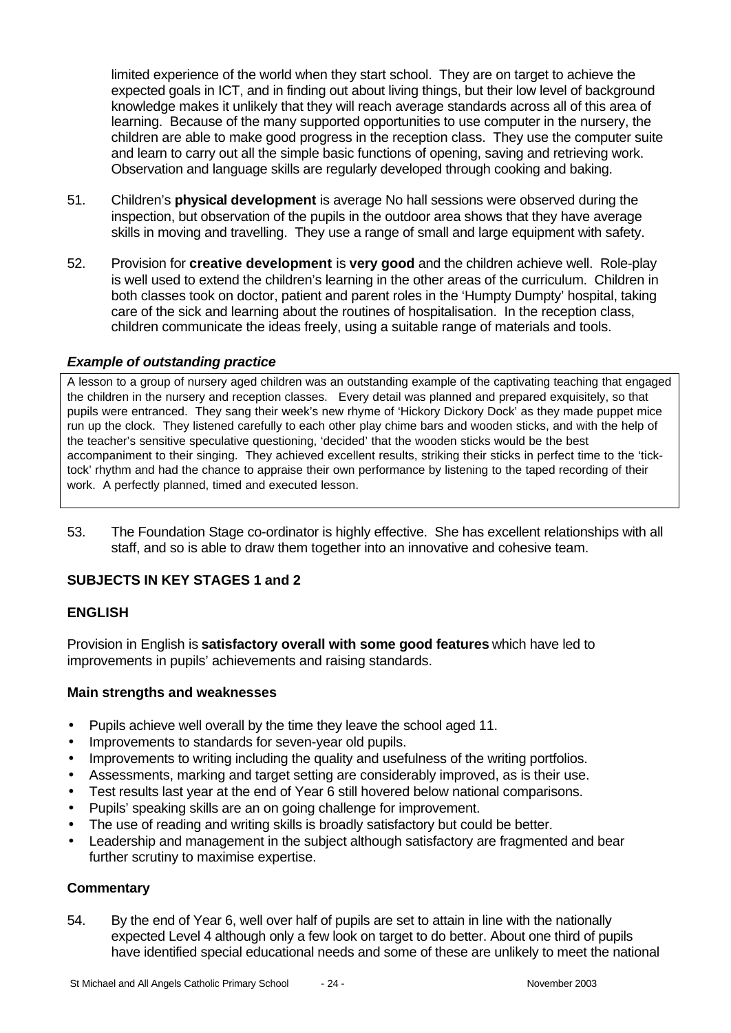limited experience of the world when they start school. They are on target to achieve the expected goals in ICT, and in finding out about living things, but their low level of background knowledge makes it unlikely that they will reach average standards across all of this area of learning. Because of the many supported opportunities to use computer in the nursery, the children are able to make good progress in the reception class. They use the computer suite and learn to carry out all the simple basic functions of opening, saving and retrieving work. Observation and language skills are regularly developed through cooking and baking.

51. Children's **physical development** is average No hall sessions were observed during the inspection, but observation of the pupils in the outdoor area shows that they have average skills in moving and travelling. They use a range of small and large equipment with safety.

52. Provision for **creative development** is **very good** and the children achieve well. Role-play is well used to extend the children's learning in the other areas of the curriculum. Children in both classes took on doctor, patient and parent roles in the 'Humpty Dumpty' hospital, taking care of the sick and learning about the routines of hospitalisation. In the reception class, children communicate the ideas freely, using a suitable range of materials and tools.

***Example of outstanding practice***

A lesson to a group of nursery aged children was an outstanding example of the captivating teaching that engaged the children in the nursery and reception classes. Every detail was planned and prepared exquisitely, so that pupils were entranced. They sang their week's new rhyme of 'Hickory Dickory Dock' as they made puppet mice run up the clock. They listened carefully to each other play chime bars and wooden sticks, and with the help of the teacher's sensitive speculative questioning, 'decided' that the wooden sticks would be the best accompaniment to their singing. They achieved excellent results, striking their sticks in perfect time to the 'tick-tock' rhythm and had the chance to appraise their own performance by listening to the taped recording of their work. A perfectly planned, timed and executed lesson.

53. The Foundation Stage co-ordinator is highly effective. She has excellent relationships with all staff, and so is able to draw them together into an innovative and cohesive team.

## SUBJECTS IN KEY STAGES 1 and 2

### ENGLISH

Provision in English is **satisfactory overall with some good features** which have led to improvements in pupils' achievements and raising standards.

#### Main strengths and weaknesses

- Pupils achieve well overall by the time they leave the school aged 11.
- Improvements to standards for seven-year old pupils.
- Improvements to writing including the quality and usefulness of the writing portfolios.
- Assessments, marking and target setting are considerably improved, as is their use.
- Test results last year at the end of Year 6 still hovered below national comparisons.
- Pupils' speaking skills are an on going challenge for improvement.
- The use of reading and writing skills is broadly satisfactory but could be better.
- Leadership and management in the subject although satisfactory are fragmented and bear further scrutiny to maximise expertise.

#### Commentary

54. By the end of Year 6, well over half of pupils are set to attain in line with the nationally expected Level 4 although only a few look on target to do better. About one third of pupils have identified special educational needs and some of these are unlikely to meet the national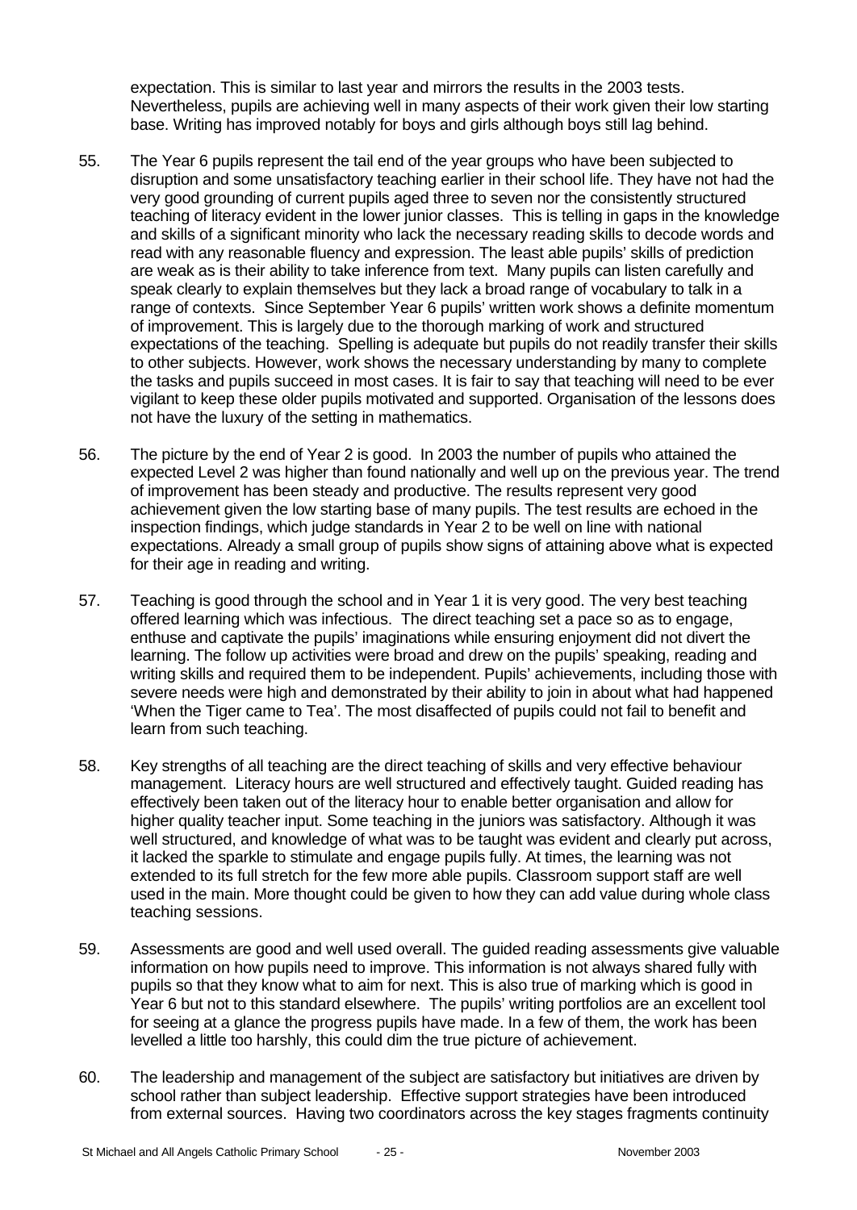expectation. This is similar to last year and mirrors the results in the 2003 tests. Nevertheless, pupils are achieving well in many aspects of their work given their low starting base. Writing has improved notably for boys and girls although boys still lag behind.

55. The Year 6 pupils represent the tail end of the year groups who have been subjected to disruption and some unsatisfactory teaching earlier in their school life. They have not had the very good grounding of current pupils aged three to seven nor the consistently structured teaching of literacy evident in the lower junior classes. This is telling in gaps in the knowledge and skills of a significant minority who lack the necessary reading skills to decode words and read with any reasonable fluency and expression. The least able pupils' skills of prediction are weak as is their ability to take inference from text. Many pupils can listen carefully and speak clearly to explain themselves but they lack a broad range of vocabulary to talk in a range of contexts. Since September Year 6 pupils' written work shows a definite momentum of improvement. This is largely due to the thorough marking of work and structured expectations of the teaching. Spelling is adequate but pupils do not readily transfer their skills to other subjects. However, work shows the necessary understanding by many to complete the tasks and pupils succeed in most cases. It is fair to say that teaching will need to be ever vigilant to keep these older pupils motivated and supported. Organisation of the lessons does not have the luxury of the setting in mathematics.

56. The picture by the end of Year 2 is good. In 2003 the number of pupils who attained the expected Level 2 was higher than found nationally and well up on the previous year. The trend of improvement has been steady and productive. The results represent very good achievement given the low starting base of many pupils. The test results are echoed in the inspection findings, which judge standards in Year 2 to be well on line with national expectations. Already a small group of pupils show signs of attaining above what is expected for their age in reading and writing.

57. Teaching is good through the school and in Year 1 it is very good. The very best teaching offered learning which was infectious. The direct teaching set a pace so as to engage, enthuse and captivate the pupils' imaginations while ensuring enjoyment did not divert the learning. The follow up activities were broad and drew on the pupils' speaking, reading and writing skills and required them to be independent. Pupils' achievements, including those with severe needs were high and demonstrated by their ability to join in about what had happened 'When the Tiger came to Tea'. The most disaffected of pupils could not fail to benefit and learn from such teaching.

58. Key strengths of all teaching are the direct teaching of skills and very effective behaviour management. Literacy hours are well structured and effectively taught. Guided reading has effectively been taken out of the literacy hour to enable better organisation and allow for higher quality teacher input. Some teaching in the juniors was satisfactory. Although it was well structured, and knowledge of what was to be taught was evident and clearly put across, it lacked the sparkle to stimulate and engage pupils fully. At times, the learning was not extended to its full stretch for the few more able pupils. Classroom support staff are well used in the main. More thought could be given to how they can add value during whole class teaching sessions.

59. Assessments are good and well used overall. The guided reading assessments give valuable information on how pupils need to improve. This information is not always shared fully with pupils so that they know what to aim for next. This is also true of marking which is good in Year 6 but not to this standard elsewhere. The pupils' writing portfolios are an excellent tool for seeing at a glance the progress pupils have made. In a few of them, the work has been levelled a little too harshly, this could dim the true picture of achievement.

60. The leadership and management of the subject are satisfactory but initiatives are driven by school rather than subject leadership. Effective support strategies have been introduced from external sources. Having two coordinators across the key stages fragments continuity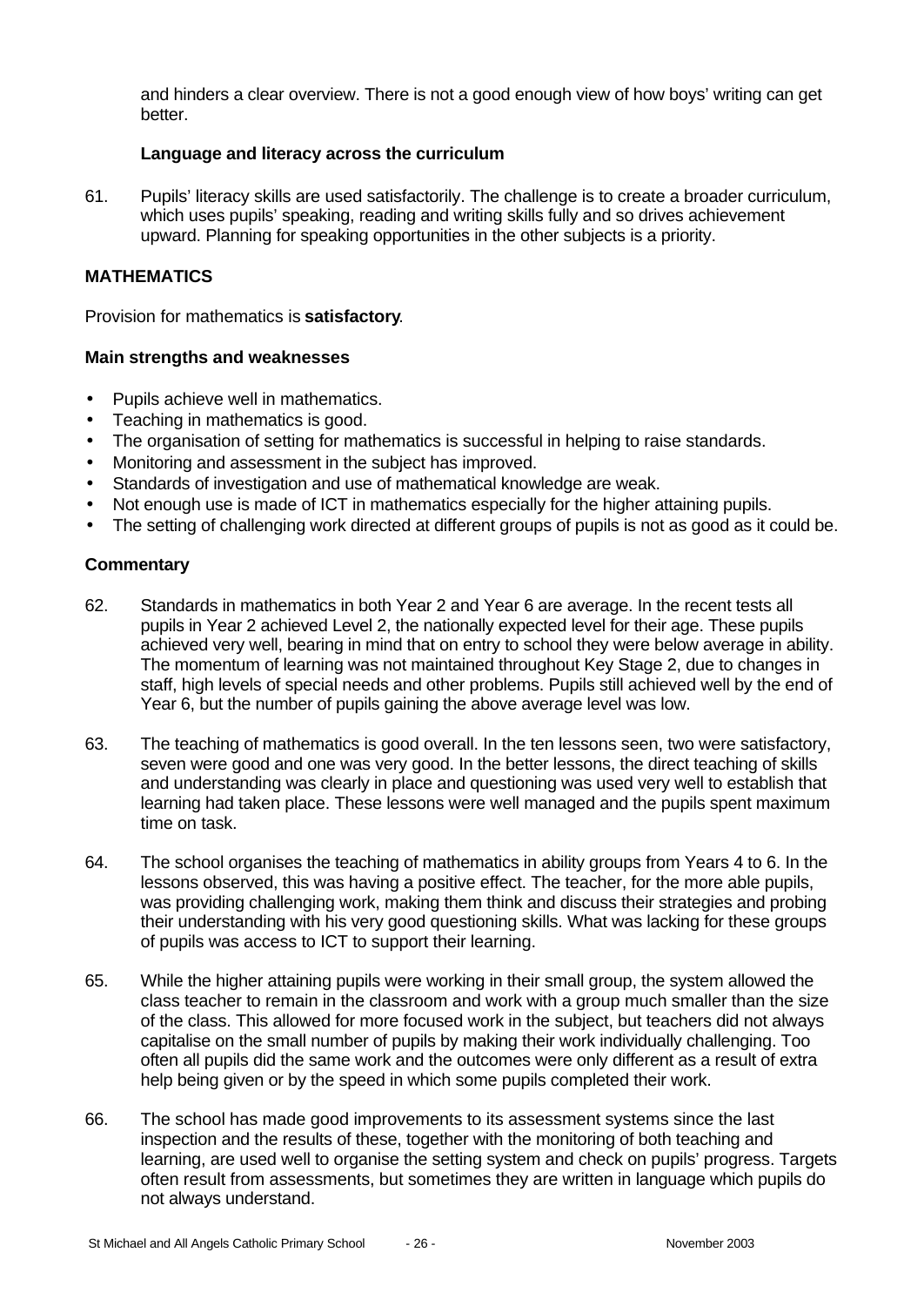and hinders a clear overview. There is not a good enough view of how boys' writing can get better.

**Language and literacy across the curriculum**

61. Pupils' literacy skills are used satisfactorily. The challenge is to create a broader curriculum, which uses pupils' speaking, reading and writing skills fully and so drives achievement upward. Planning for speaking opportunities in the other subjects is a priority.

## MATHEMATICS

Provision for mathematics is **satisfactory**.

### Main strengths and weaknesses

- Pupils achieve well in mathematics.
- Teaching in mathematics is good.
- The organisation of setting for mathematics is successful in helping to raise standards.
- Monitoring and assessment in the subject has improved.
- Standards of investigation and use of mathematical knowledge are weak.
- Not enough use is made of ICT in mathematics especially for the higher attaining pupils.
- The setting of challenging work directed at different groups of pupils is not as good as it could be.

### Commentary

62. Standards in mathematics in both Year 2 and Year 6 are average. In the recent tests all pupils in Year 2 achieved Level 2, the nationally expected level for their age. These pupils achieved very well, bearing in mind that on entry to school they were below average in ability. The momentum of learning was not maintained throughout Key Stage 2, due to changes in staff, high levels of special needs and other problems. Pupils still achieved well by the end of Year 6, but the number of pupils gaining the above average level was low.

63. The teaching of mathematics is good overall. In the ten lessons seen, two were satisfactory, seven were good and one was very good. In the better lessons, the direct teaching of skills and understanding was clearly in place and questioning was used very well to establish that learning had taken place. These lessons were well managed and the pupils spent maximum time on task.

64. The school organises the teaching of mathematics in ability groups from Years 4 to 6. In the lessons observed, this was having a positive effect. The teacher, for the more able pupils, was providing challenging work, making them think and discuss their strategies and probing their understanding with his very good questioning skills. What was lacking for these groups of pupils was access to ICT to support their learning.

65. While the higher attaining pupils were working in their small group, the system allowed the class teacher to remain in the classroom and work with a group much smaller than the size of the class. This allowed for more focused work in the subject, but teachers did not always capitalise on the small number of pupils by making their work individually challenging. Too often all pupils did the same work and the outcomes were only different as a result of extra help being given or by the speed in which some pupils completed their work.

66. The school has made good improvements to its assessment systems since the last inspection and the results of these, together with the monitoring of both teaching and learning, are used well to organise the setting system and check on pupils' progress. Targets often result from assessments, but sometimes they are written in language which pupils do not always understand.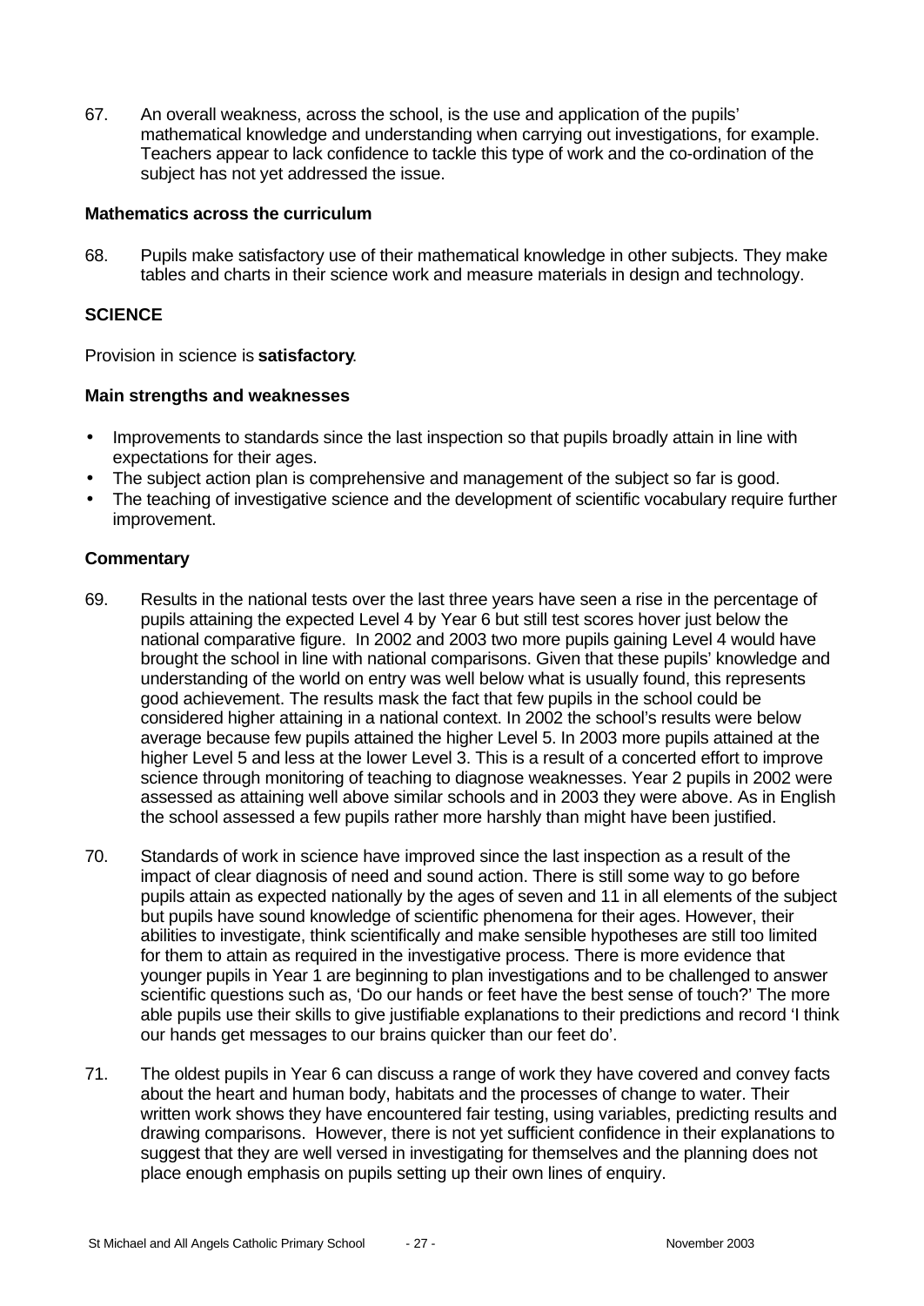67. An overall weakness, across the school, is the use and application of the pupils' mathematical knowledge and understanding when carrying out investigations, for example. Teachers appear to lack confidence to tackle this type of work and the co-ordination of the subject has not yet addressed the issue.

**Mathematics across the curriculum**

68. Pupils make satisfactory use of their mathematical knowledge in other subjects. They make tables and charts in their science work and measure materials in design and technology.

**SCIENCE**

Provision in science is **satisfactory**.

**Main strengths and weaknesses**

- Improvements to standards since the last inspection so that pupils broadly attain in line with expectations for their ages.
- The subject action plan is comprehensive and management of the subject so far is good.
- The teaching of investigative science and the development of scientific vocabulary require further improvement.

**Commentary**

69. Results in the national tests over the last three years have seen a rise in the percentage of pupils attaining the expected Level 4 by Year 6 but still test scores hover just below the national comparative figure. In 2002 and 2003 two more pupils gaining Level 4 would have brought the school in line with national comparisons. Given that these pupils' knowledge and understanding of the world on entry was well below what is usually found, this represents good achievement. The results mask the fact that few pupils in the school could be considered higher attaining in a national context. In 2002 the school's results were below average because few pupils attained the higher Level 5. In 2003 more pupils attained at the higher Level 5 and less at the lower Level 3. This is a result of a concerted effort to improve science through monitoring of teaching to diagnose weaknesses. Year 2 pupils in 2002 were assessed as attaining well above similar schools and in 2003 they were above. As in English the school assessed a few pupils rather more harshly than might have been justified.

70. Standards of work in science have improved since the last inspection as a result of the impact of clear diagnosis of need and sound action. There is still some way to go before pupils attain as expected nationally by the ages of seven and 11 in all elements of the subject but pupils have sound knowledge of scientific phenomena for their ages. However, their abilities to investigate, think scientifically and make sensible hypotheses are still too limited for them to attain as required in the investigative process. There is more evidence that younger pupils in Year 1 are beginning to plan investigations and to be challenged to answer scientific questions such as, 'Do our hands or feet have the best sense of touch?' The more able pupils use their skills to give justifiable explanations to their predictions and record 'I think our hands get messages to our brains quicker than our feet do'.

71. The oldest pupils in Year 6 can discuss a range of work they have covered and convey facts about the heart and human body, habitats and the processes of change to water. Their written work shows they have encountered fair testing, using variables, predicting results and drawing comparisons. However, there is not yet sufficient confidence in their explanations to suggest that they are well versed in investigating for themselves and the planning does not place enough emphasis on pupils setting up their own lines of enquiry.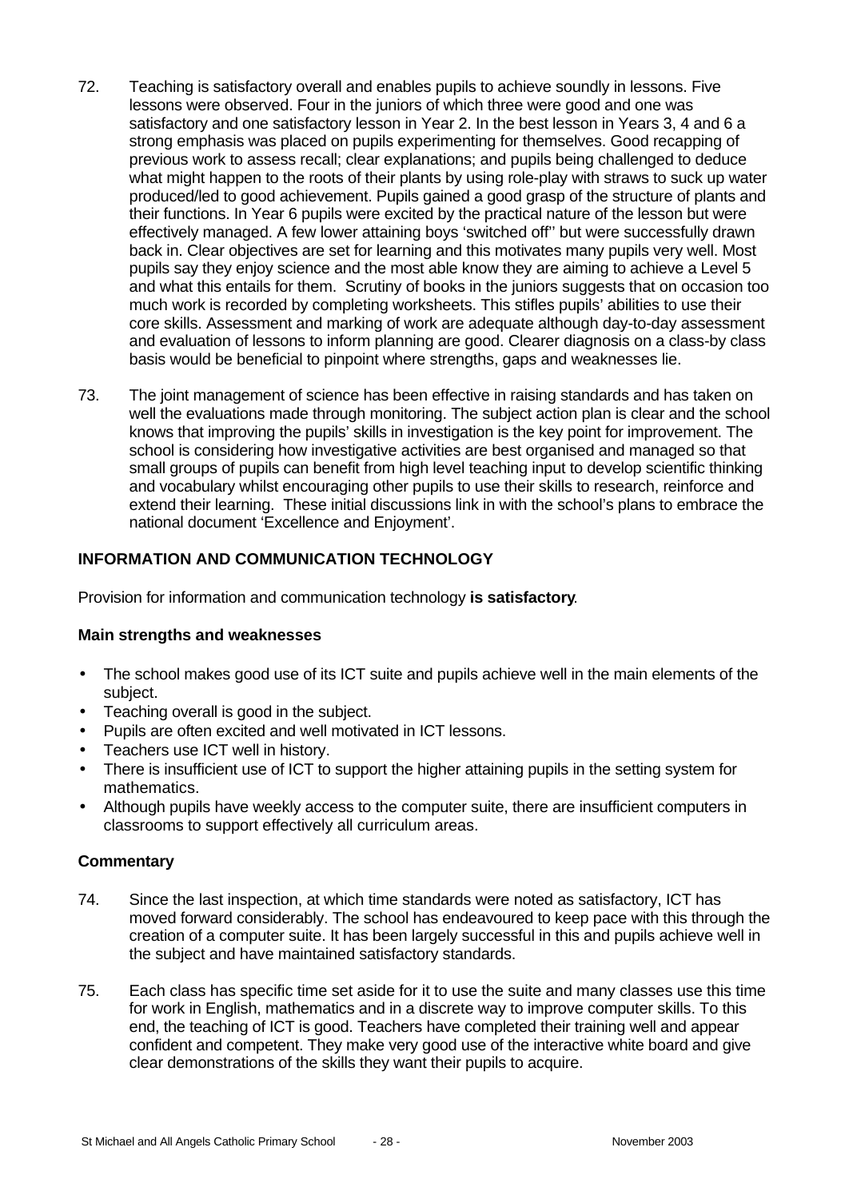72. Teaching is satisfactory overall and enables pupils to achieve soundly in lessons. Five lessons were observed. Four in the juniors of which three were good and one was satisfactory and one satisfactory lesson in Year 2. In the best lesson in Years 3, 4 and 6 a strong emphasis was placed on pupils experimenting for themselves. Good recapping of previous work to assess recall; clear explanations; and pupils being challenged to deduce what might happen to the roots of their plants by using role-play with straws to suck up water produced/led to good achievement. Pupils gained a good grasp of the structure of plants and their functions. In Year 6 pupils were excited by the practical nature of the lesson but were effectively managed. A few lower attaining boys 'switched off'' but were successfully drawn back in. Clear objectives are set for learning and this motivates many pupils very well. Most pupils say they enjoy science and the most able know they are aiming to achieve a Level 5 and what this entails for them. Scrutiny of books in the juniors suggests that on occasion too much work is recorded by completing worksheets. This stifles pupils' abilities to use their core skills. Assessment and marking of work are adequate although day-to-day assessment and evaluation of lessons to inform planning are good. Clearer diagnosis on a class-by class basis would be beneficial to pinpoint where strengths, gaps and weaknesses lie.

73. The joint management of science has been effective in raising standards and has taken on well the evaluations made through monitoring. The subject action plan is clear and the school knows that improving the pupils' skills in investigation is the key point for improvement. The school is considering how investigative activities are best organised and managed so that small groups of pupils can benefit from high level teaching input to develop scientific thinking and vocabulary whilst encouraging other pupils to use their skills to research, reinforce and extend their learning. These initial discussions link in with the school's plans to embrace the national document 'Excellence and Enjoyment'.

## INFORMATION AND COMMUNICATION TECHNOLOGY

Provision for information and communication technology **is satisfactory**.

### Main strengths and weaknesses

- The school makes good use of its ICT suite and pupils achieve well in the main elements of the subject.
- Teaching overall is good in the subject.
- Pupils are often excited and well motivated in ICT lessons.
- Teachers use ICT well in history.
- There is insufficient use of ICT to support the higher attaining pupils in the setting system for mathematics.
- Although pupils have weekly access to the computer suite, there are insufficient computers in classrooms to support effectively all curriculum areas.

### Commentary

74. Since the last inspection, at which time standards were noted as satisfactory, ICT has moved forward considerably. The school has endeavoured to keep pace with this through the creation of a computer suite. It has been largely successful in this and pupils achieve well in the subject and have maintained satisfactory standards.

75. Each class has specific time set aside for it to use the suite and many classes use this time for work in English, mathematics and in a discrete way to improve computer skills. To this end, the teaching of ICT is good. Teachers have completed their training well and appear confident and competent. They make very good use of the interactive white board and give clear demonstrations of the skills they want their pupils to acquire.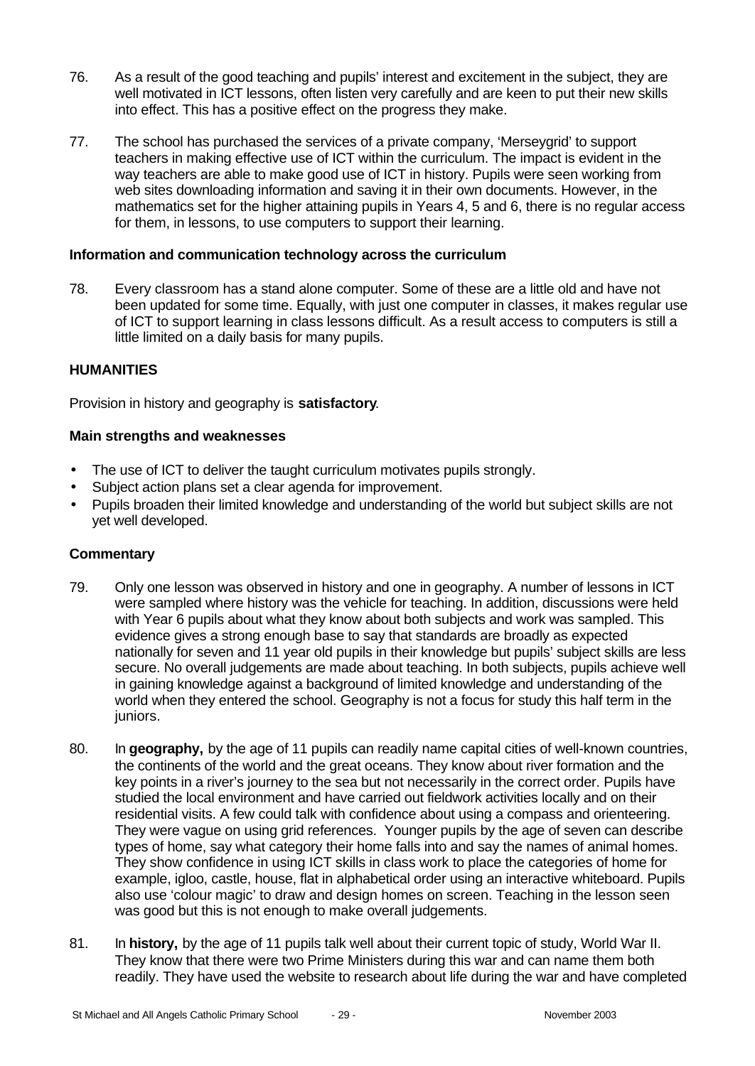76. As a result of the good teaching and pupils' interest and excitement in the subject, they are well motivated in ICT lessons, often listen very carefully and are keen to put their new skills into effect. This has a positive effect on the progress they make.

77. The school has purchased the services of a private company, 'Merseygrid' to support teachers in making effective use of ICT within the curriculum. The impact is evident in the way teachers are able to make good use of ICT in history. Pupils were seen working from web sites downloading information and saving it in their own documents. However, in the mathematics set for the higher attaining pupils in Years 4, 5 and 6, there is no regular access for them, in lessons, to use computers to support their learning.

**Information and communication technology across the curriculum**

78. Every classroom has a stand alone computer. Some of these are a little old and have not been updated for some time. Equally, with just one computer in classes, it makes regular use of ICT to support learning in class lessons difficult. As a result access to computers is still a little limited on a daily basis for many pupils.

**HUMANITIES**

Provision in history and geography is **satisfactory**.

**Main strengths and weaknesses**

- The use of ICT to deliver the taught curriculum motivates pupils strongly.
- Subject action plans set a clear agenda for improvement.
- Pupils broaden their limited knowledge and understanding of the world but subject skills are not yet well developed.

**Commentary**

79. Only one lesson was observed in history and one in geography. A number of lessons in ICT were sampled where history was the vehicle for teaching. In addition, discussions were held with Year 6 pupils about what they know about both subjects and work was sampled. This evidence gives a strong enough base to say that standards are broadly as expected nationally for seven and 11 year old pupils in their knowledge but pupils' subject skills are less secure. No overall judgements are made about teaching. In both subjects, pupils achieve well in gaining knowledge against a background of limited knowledge and understanding of the world when they entered the school. Geography is not a focus for study this half term in the juniors.

80. In **geography,** by the age of 11 pupils can readily name capital cities of well-known countries, the continents of the world and the great oceans. They know about river formation and the key points in a river's journey to the sea but not necessarily in the correct order. Pupils have studied the local environment and have carried out fieldwork activities locally and on their residential visits. A few could talk with confidence about using a compass and orienteering. They were vague on using grid references. Younger pupils by the age of seven can describe types of home, say what category their home falls into and say the names of animal homes. They show confidence in using ICT skills in class work to place the categories of home for example, igloo, castle, house, flat in alphabetical order using an interactive whiteboard. Pupils also use 'colour magic' to draw and design homes on screen. Teaching in the lesson seen was good but this is not enough to make overall judgements.

81. In **history,** by the age of 11 pupils talk well about their current topic of study, World War II. They know that there were two Prime Ministers during this war and can name them both readily. They have used the website to research about life during the war and have completed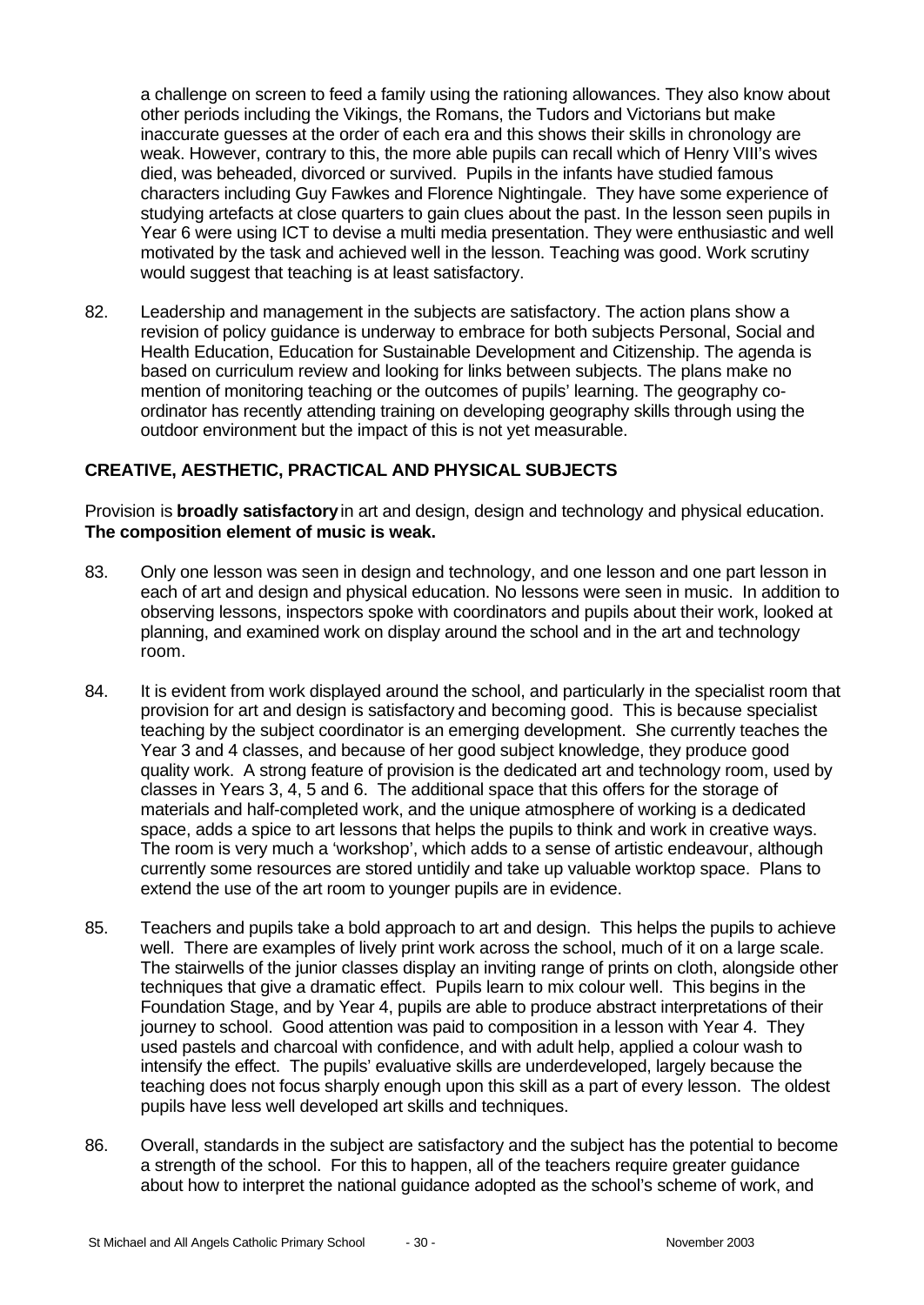a challenge on screen to feed a family using the rationing allowances. They also know about other periods including the Vikings, the Romans, the Tudors and Victorians but make inaccurate guesses at the order of each era and this shows their skills in chronology are weak. However, contrary to this, the more able pupils can recall which of Henry VIII's wives died, was beheaded, divorced or survived. Pupils in the infants have studied famous characters including Guy Fawkes and Florence Nightingale. They have some experience of studying artefacts at close quarters to gain clues about the past. In the lesson seen pupils in Year 6 were using ICT to devise a multi media presentation. They were enthusiastic and well motivated by the task and achieved well in the lesson. Teaching was good. Work scrutiny would suggest that teaching is at least satisfactory.

82. Leadership and management in the subjects are satisfactory. The action plans show a revision of policy guidance is underway to embrace for both subjects Personal, Social and Health Education, Education for Sustainable Development and Citizenship. The agenda is based on curriculum review and looking for links between subjects. The plans make no mention of monitoring teaching or the outcomes of pupils' learning. The geography co-ordinator has recently attending training on developing geography skills through using the outdoor environment but the impact of this is not yet measurable.

## CREATIVE, AESTHETIC, PRACTICAL AND PHYSICAL SUBJECTS

Provision is **broadly satisfactory** in art and design, design and technology and physical education. **The composition element of music is weak.**

83. Only one lesson was seen in design and technology, and one lesson and one part lesson in each of art and design and physical education. No lessons were seen in music. In addition to observing lessons, inspectors spoke with coordinators and pupils about their work, looked at planning, and examined work on display around the school and in the art and technology room.

84. It is evident from work displayed around the school, and particularly in the specialist room that provision for art and design is satisfactory and becoming good. This is because specialist teaching by the subject coordinator is an emerging development. She currently teaches the Year 3 and 4 classes, and because of her good subject knowledge, they produce good quality work. A strong feature of provision is the dedicated art and technology room, used by classes in Years 3, 4, 5 and 6. The additional space that this offers for the storage of materials and half-completed work, and the unique atmosphere of working is a dedicated space, adds a spice to art lessons that helps the pupils to think and work in creative ways. The room is very much a 'workshop', which adds to a sense of artistic endeavour, although currently some resources are stored untidily and take up valuable worktop space. Plans to extend the use of the art room to younger pupils are in evidence.

85. Teachers and pupils take a bold approach to art and design. This helps the pupils to achieve well. There are examples of lively print work across the school, much of it on a large scale. The stairwells of the junior classes display an inviting range of prints on cloth, alongside other techniques that give a dramatic effect. Pupils learn to mix colour well. This begins in the Foundation Stage, and by Year 4, pupils are able to produce abstract interpretations of their journey to school. Good attention was paid to composition in a lesson with Year 4. They used pastels and charcoal with confidence, and with adult help, applied a colour wash to intensify the effect. The pupils' evaluative skills are underdeveloped, largely because the teaching does not focus sharply enough upon this skill as a part of every lesson. The oldest pupils have less well developed art skills and techniques.

86. Overall, standards in the subject are satisfactory and the subject has the potential to become a strength of the school. For this to happen, all of the teachers require greater guidance about how to interpret the national guidance adopted as the school's scheme of work, and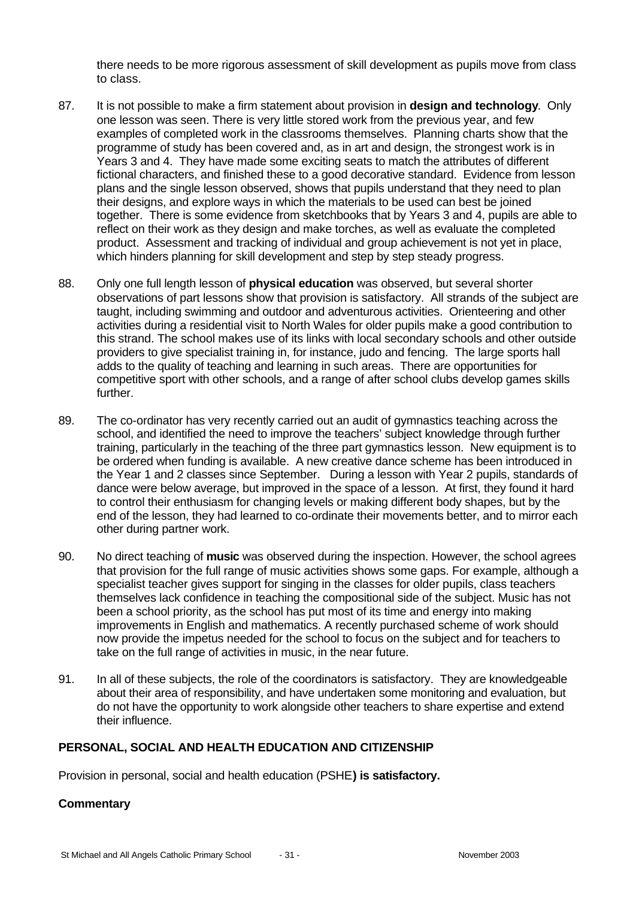there needs to be more rigorous assessment of skill development as pupils move from class to class.

87. It is not possible to make a firm statement about provision in **design and technology**. Only one lesson was seen. There is very little stored work from the previous year, and few examples of completed work in the classrooms themselves. Planning charts show that the programme of study has been covered and, as in art and design, the strongest work is in Years 3 and 4. They have made some exciting seats to match the attributes of different fictional characters, and finished these to a good decorative standard. Evidence from lesson plans and the single lesson observed, shows that pupils understand that they need to plan their designs, and explore ways in which the materials to be used can best be joined together. There is some evidence from sketchbooks that by Years 3 and 4, pupils are able to reflect on their work as they design and make torches, as well as evaluate the completed product. Assessment and tracking of individual and group achievement is not yet in place, which hinders planning for skill development and step by step steady progress.

88. Only one full length lesson of **physical education** was observed, but several shorter observations of part lessons show that provision is satisfactory. All strands of the subject are taught, including swimming and outdoor and adventurous activities. Orienteering and other activities during a residential visit to North Wales for older pupils make a good contribution to this strand. The school makes use of its links with local secondary schools and other outside providers to give specialist training in, for instance, judo and fencing. The large sports hall adds to the quality of teaching and learning in such areas. There are opportunities for competitive sport with other schools, and a range of after school clubs develop games skills further.

89. The co-ordinator has very recently carried out an audit of gymnastics teaching across the school, and identified the need to improve the teachers' subject knowledge through further training, particularly in the teaching of the three part gymnastics lesson. New equipment is to be ordered when funding is available. A new creative dance scheme has been introduced in the Year 1 and 2 classes since September. During a lesson with Year 2 pupils, standards of dance were below average, but improved in the space of a lesson. At first, they found it hard to control their enthusiasm for changing levels or making different body shapes, but by the end of the lesson, they had learned to co-ordinate their movements better, and to mirror each other during partner work.

90. No direct teaching of **music** was observed during the inspection. However, the school agrees that provision for the full range of music activities shows some gaps. For example, although a specialist teacher gives support for singing in the classes for older pupils, class teachers themselves lack confidence in teaching the compositional side of the subject. Music has not been a school priority, as the school has put most of its time and energy into making improvements in English and mathematics. A recently purchased scheme of work should now provide the impetus needed for the school to focus on the subject and for teachers to take on the full range of activities in music, in the near future.

91. In all of these subjects, the role of the coordinators is satisfactory. They are knowledgeable about their area of responsibility, and have undertaken some monitoring and evaluation, but do not have the opportunity to work alongside other teachers to share expertise and extend their influence.

## PERSONAL, SOCIAL AND HEALTH EDUCATION AND CITIZENSHIP

Provision in personal, social and health education (PSHE**) is satisfactory.**

### Commentary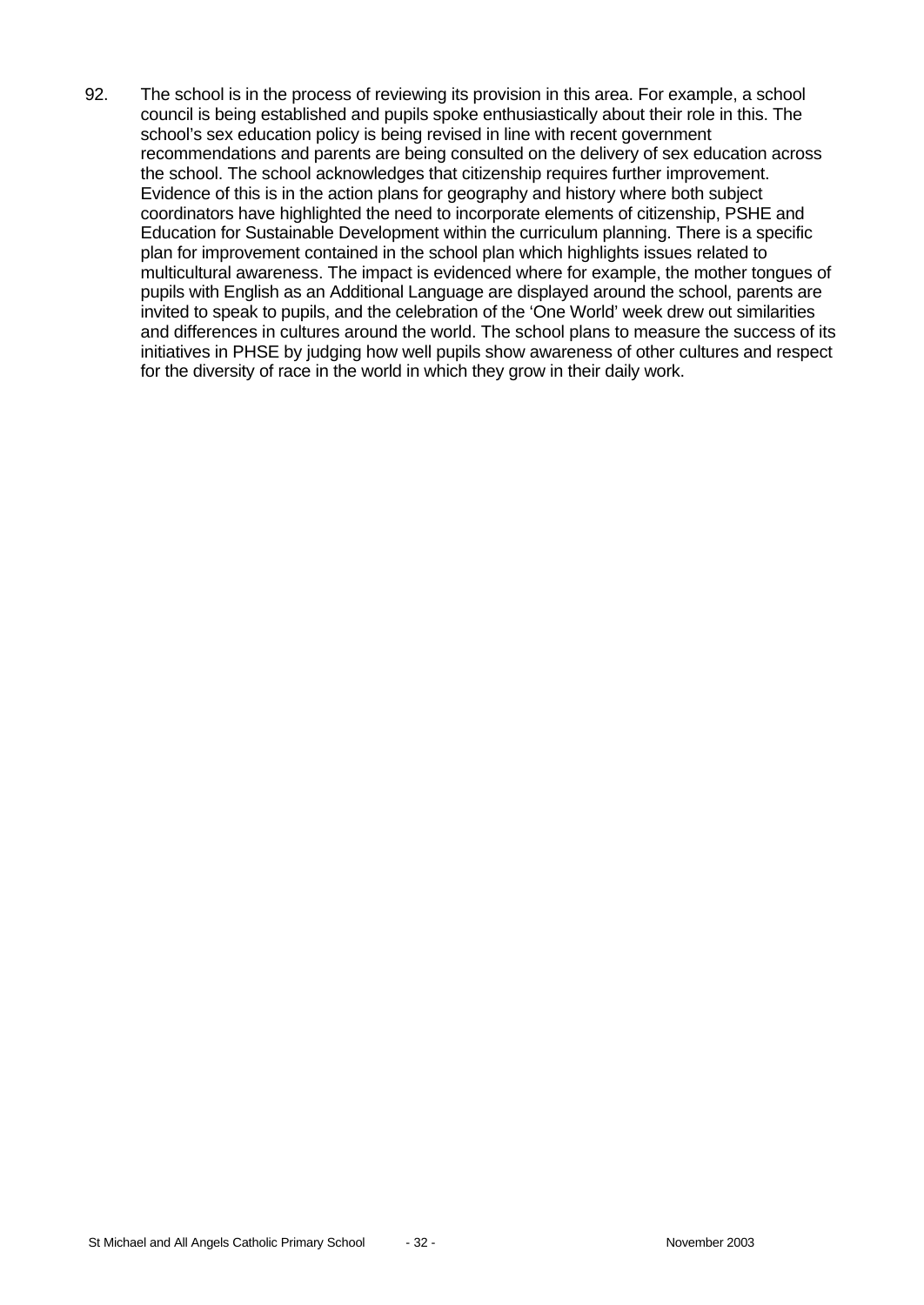92. The school is in the process of reviewing its provision in this area. For example, a school council is being established and pupils spoke enthusiastically about their role in this. The school's sex education policy is being revised in line with recent government recommendations and parents are being consulted on the delivery of sex education across the school. The school acknowledges that citizenship requires further improvement. Evidence of this is in the action plans for geography and history where both subject coordinators have highlighted the need to incorporate elements of citizenship, PSHE and Education for Sustainable Development within the curriculum planning. There is a specific plan for improvement contained in the school plan which highlights issues related to multicultural awareness. The impact is evidenced where for example, the mother tongues of pupils with English as an Additional Language are displayed around the school, parents are invited to speak to pupils, and the celebration of the 'One World' week drew out similarities and differences in cultures around the world. The school plans to measure the success of its initiatives in PHSE by judging how well pupils show awareness of other cultures and respect for the diversity of race in the world in which they grow in their daily work.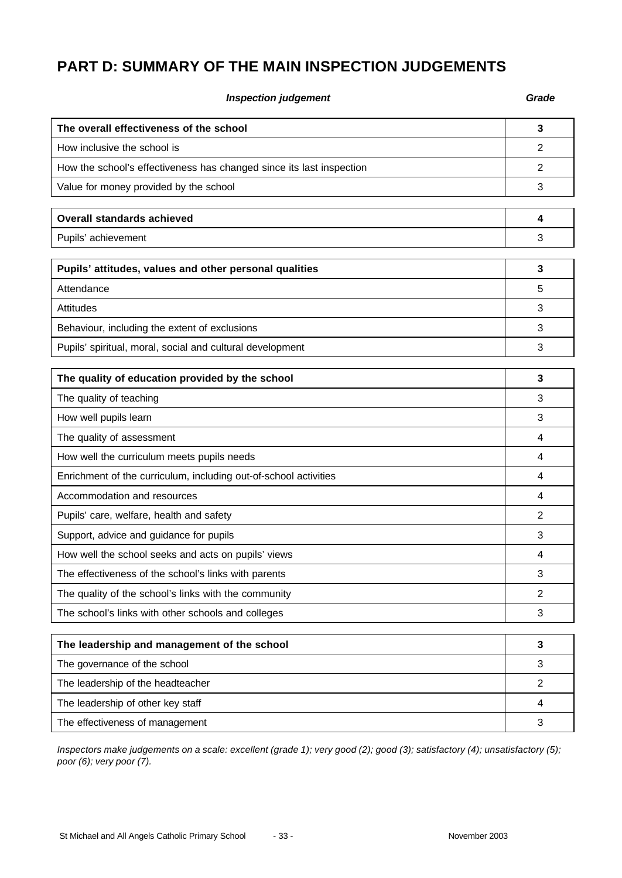# PART D: SUMMARY OF THE MAIN INSPECTION JUDGEMENTS

| *Inspection judgement* | *Grade* |
|---|---|
| **The overall effectiveness of the school** | **3** |
| How inclusive the school is | 2 |
| How the school's effectiveness has changed since its last inspection | 2 |
| Value for money provided by the school | 3 |
| **Overall standards achieved** | **4** |
| Pupils' achievement | 3 |
| **Pupils' attitudes, values and other personal qualities** | **3** |
| Attendance | 5 |
| Attitudes | 3 |
| Behaviour, including the extent of exclusions | 3 |
| Pupils' spiritual, moral, social and cultural development | 3 |
| **The quality of education provided by the school** | **3** |
| The quality of teaching | 3 |
| How well pupils learn | 3 |
| The quality of assessment | 4 |
| How well the curriculum meets pupils needs | 4 |
| Enrichment of the curriculum, including out-of-school activities | 4 |
| Accommodation and resources | 4 |
| Pupils' care, welfare, health and safety | 2 |
| Support, advice and guidance for pupils | 3 |
| How well the school seeks and acts on pupils' views | 4 |
| The effectiveness of the school's links with parents | 3 |
| The quality of the school's links with the community | 2 |
| The school's links with other schools and colleges | 3 |
| **The leadership and management of the school** | **3** |
| The governance of the school | 3 |
| The leadership of the headteacher | 2 |
| The leadership of other key staff | 4 |
| The effectiveness of management | 3 |

*Inspectors make judgements on a scale: excellent (grade 1); very good (2); good (3); satisfactory (4); unsatisfactory (5); poor (6); very poor (7).*